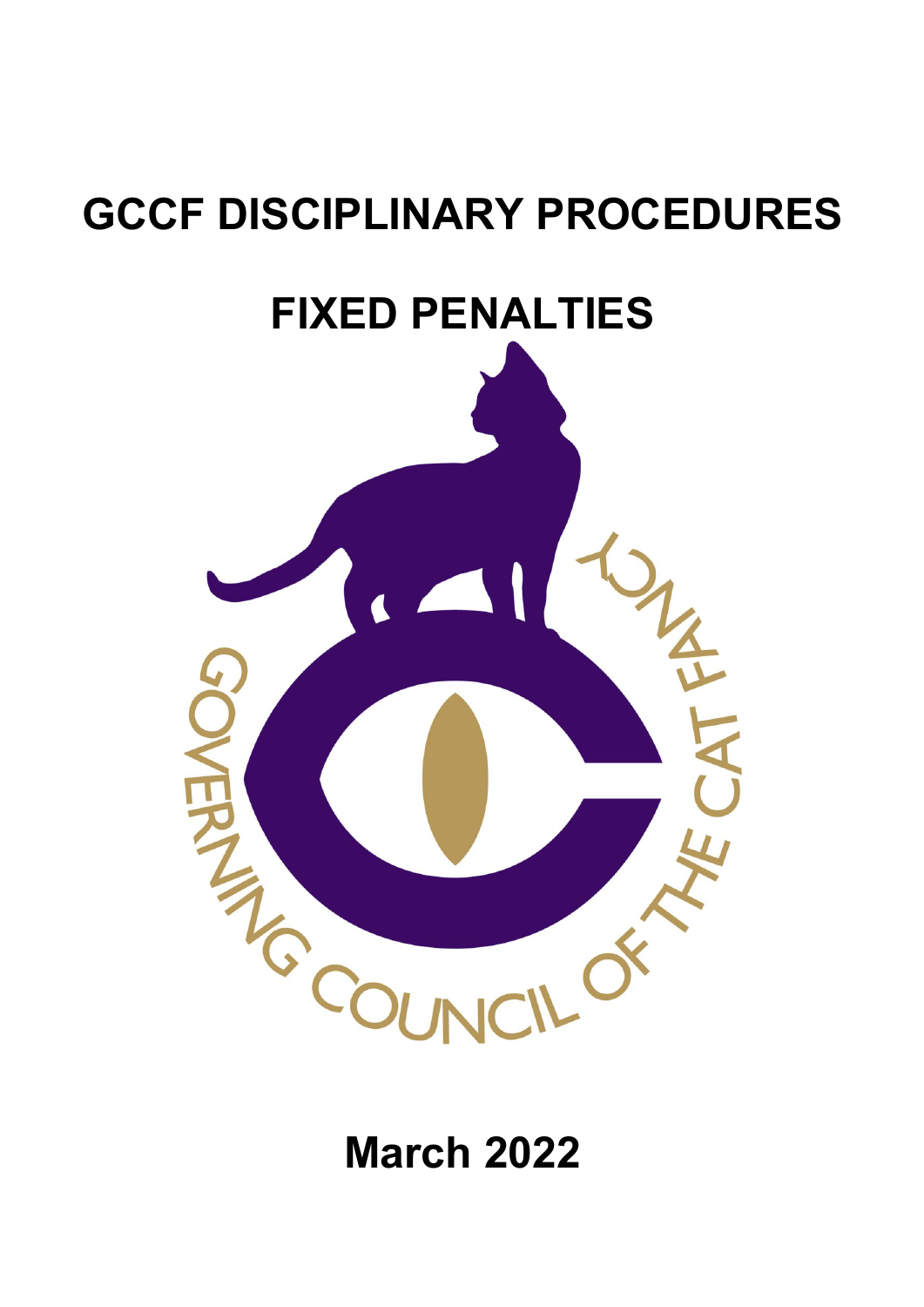# GCCF DISCIPLINARY PROCEDURES

# FIXED PENALTIES

GOVERNING COUNCIL OF THE CAT FANCY

**March 2022**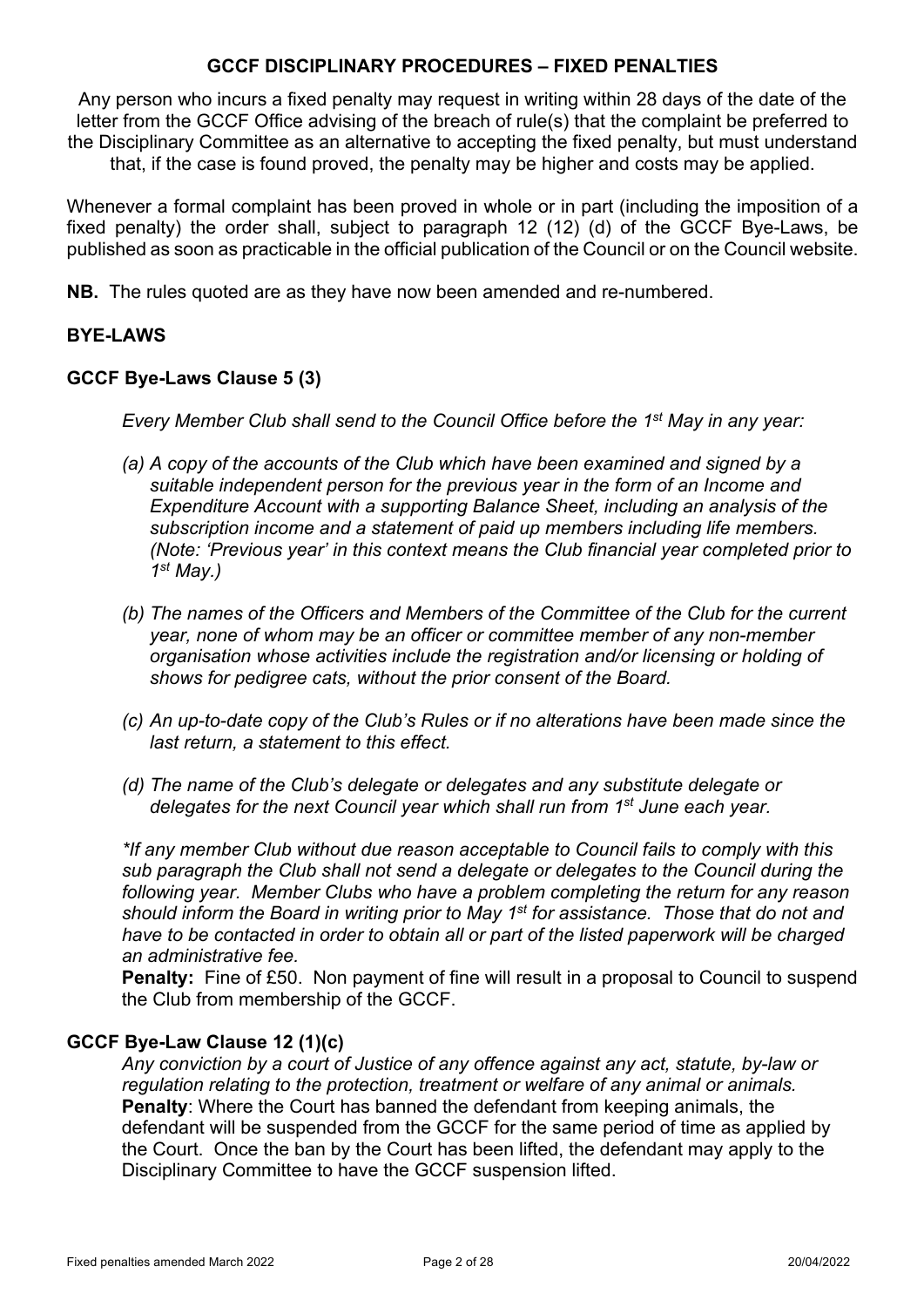## GCCF DISCIPLINARY PROCEDURES – FIXED PENALTIES

Any person who incurs a fixed penalty may request in writing within 28 days of the date of the letter from the GCCF Office advising of the breach of rule(s) that the complaint be preferred to the Disciplinary Committee as an alternative to accepting the fixed penalty, but must understand that, if the case is found proved, the penalty may be higher and costs may be applied.

Whenever a formal complaint has been proved in whole or in part (including the imposition of a fixed penalty) the order shall, subject to paragraph 12 (12) (d) of the GCCF Bye-Laws, be published as soon as practicable in the official publication of the Council or on the Council website.

**NB.** The rules quoted are as they have now been amended and re-numbered.

### BYE-LAWS

### GCCF Bye-Laws Clause 5 (3)

*Every Member Club shall send to the Council Office before the 1st May in any year:*

*(a) A copy of the accounts of the Club which have been examined and signed by a suitable independent person for the previous year in the form of an Income and Expenditure Account with a supporting Balance Sheet, including an analysis of the subscription income and a statement of paid up members including life members. (Note: 'Previous year' in this context means the Club financial year completed prior to 1st May.)*

*(b) The names of the Officers and Members of the Committee of the Club for the current year, none of whom may be an officer or committee member of any non-member organisation whose activities include the registration and/or licensing or holding of shows for pedigree cats, without the prior consent of the Board.*

*(c) An up-to-date copy of the Club's Rules or if no alterations have been made since the last return, a statement to this effect.*

*(d) The name of the Club's delegate or delegates and any substitute delegate or delegates for the next Council year which shall run from 1st June each year.*

*\*If any member Club without due reason acceptable to Council fails to comply with this sub paragraph the Club shall not send a delegate or delegates to the Council during the following year. Member Clubs who have a problem completing the return for any reason should inform the Board in writing prior to May 1st for assistance. Those that do not and have to be contacted in order to obtain all or part of the listed paperwork will be charged an administrative fee.*

**Penalty:** Fine of £50. Non payment of fine will result in a proposal to Council to suspend the Club from membership of the GCCF.

### GCCF Bye-Law Clause 12 (1)(c)

*Any conviction by a court of Justice of any offence against any act, statute, by-law or regulation relating to the protection, treatment or welfare of any animal or animals.*

**Penalty**: Where the Court has banned the defendant from keeping animals, the defendant will be suspended from the GCCF for the same period of time as applied by the Court. Once the ban by the Court has been lifted, the defendant may apply to the Disciplinary Committee to have the GCCF suspension lifted.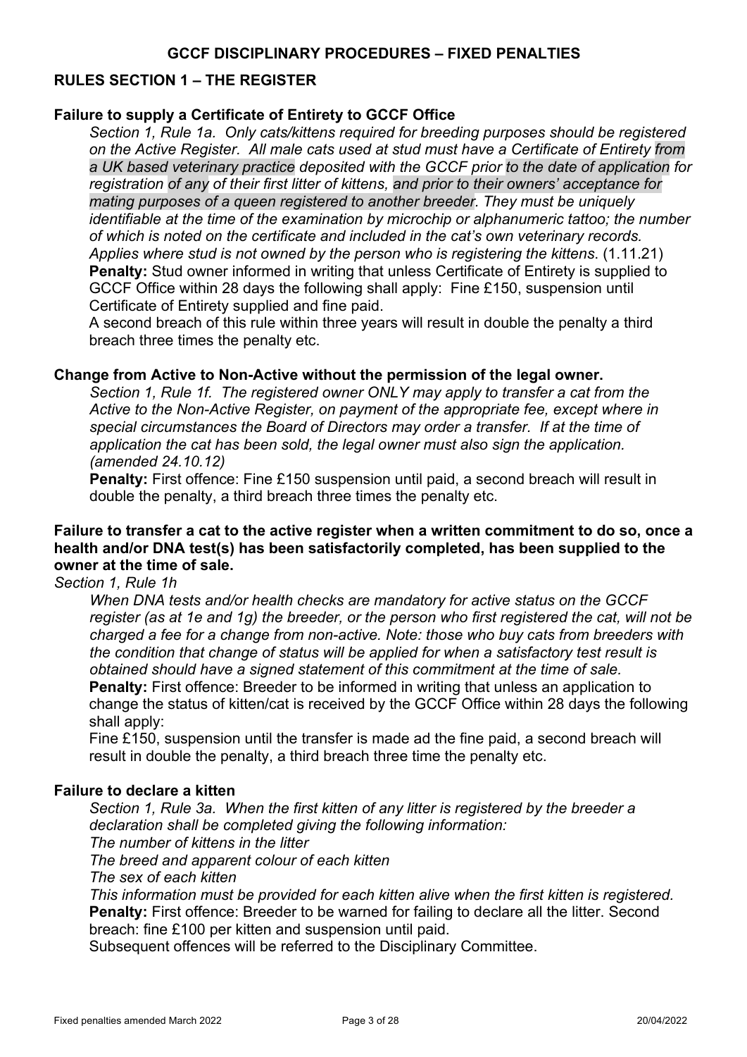## GCCF DISCIPLINARY PROCEDURES – FIXED PENALTIES

### RULES SECTION 1 – THE REGISTER

#### Failure to supply a Certificate of Entirety to GCCF Office

*Section 1, Rule 1a. Only cats/kittens required for breeding purposes should be registered on the Active Register. All male cats used at stud must have a Certificate of Entirety from a UK based veterinary practice deposited with the GCCF prior to the date of application for registration of any of their first litter of kittens, and prior to their owners' acceptance for mating purposes of a queen registered to another breeder. They must be uniquely identifiable at the time of the examination by microchip or alphanumeric tattoo; the number of which is noted on the certificate and included in the cat's own veterinary records. Applies where stud is not owned by the person who is registering the kittens*. (1.11.21)

**Penalty:** Stud owner informed in writing that unless Certificate of Entirety is supplied to GCCF Office within 28 days the following shall apply: Fine £150, suspension until Certificate of Entirety supplied and fine paid.

A second breach of this rule within three years will result in double the penalty a third breach three times the penalty etc.

#### Change from Active to Non-Active without the permission of the legal owner.

*Section 1, Rule 1f. The registered owner ONLY may apply to transfer a cat from the Active to the Non-Active Register, on payment of the appropriate fee, except where in special circumstances the Board of Directors may order a transfer. If at the time of application the cat has been sold, the legal owner must also sign the application. (amended 24.10.12)*

**Penalty:** First offence: Fine £150 suspension until paid, a second breach will result in double the penalty, a third breach three times the penalty etc.

#### Failure to transfer a cat to the active register when a written commitment to do so, once a health and/or DNA test(s) has been satisfactorily completed, has been supplied to the owner at the time of sale.

*Section 1, Rule 1h*

*When DNA tests and/or health checks are mandatory for active status on the GCCF register (as at 1e and 1g) the breeder, or the person who first registered the cat, will not be charged a fee for a change from non-active. Note: those who buy cats from breeders with the condition that change of status will be applied for when a satisfactory test result is obtained should have a signed statement of this commitment at the time of sale.*

**Penalty:** First offence: Breeder to be informed in writing that unless an application to change the status of kitten/cat is received by the GCCF Office within 28 days the following shall apply:

Fine £150, suspension until the transfer is made ad the fine paid, a second breach will result in double the penalty, a third breach three time the penalty etc.

#### Failure to declare a kitten

*Section 1, Rule 3a. When the first kitten of any litter is registered by the breeder a declaration shall be completed giving the following information:*

*The number of kittens in the litter*

*The breed and apparent colour of each kitten*

*The sex of each kitten*

*This information must be provided for each kitten alive when the first kitten is registered.*

**Penalty:** First offence: Breeder to be warned for failing to declare all the litter. Second breach: fine £100 per kitten and suspension until paid.

Subsequent offences will be referred to the Disciplinary Committee.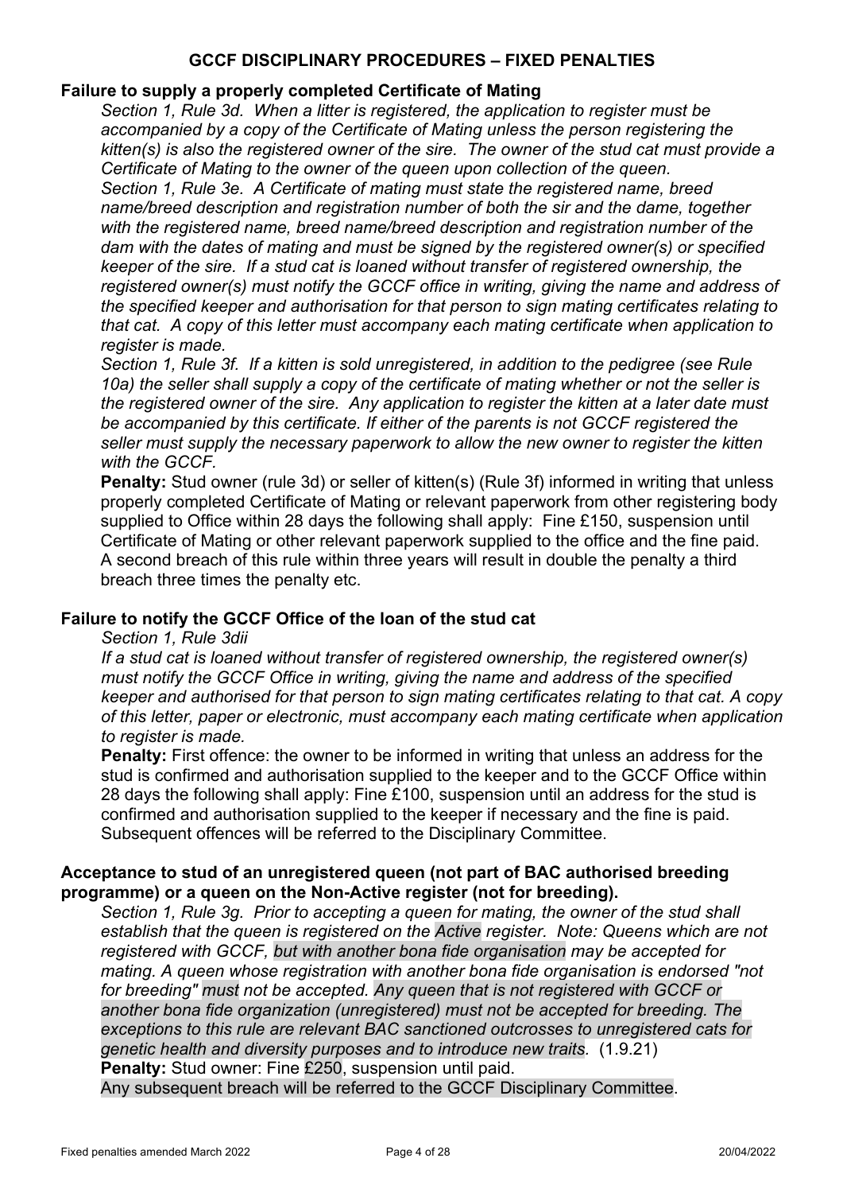## GCCF DISCIPLINARY PROCEDURES – FIXED PENALTIES

### Failure to supply a properly completed Certificate of Mating

*Section 1, Rule 3d. When a litter is registered, the application to register must be accompanied by a copy of the Certificate of Mating unless the person registering the kitten(s) is also the registered owner of the sire. The owner of the stud cat must provide a Certificate of Mating to the owner of the queen upon collection of the queen.*

*Section 1, Rule 3e. A Certificate of mating must state the registered name, breed name/breed description and registration number of both the sir and the dame, together with the registered name, breed name/breed description and registration number of the dam with the dates of mating and must be signed by the registered owner(s) or specified keeper of the sire. If a stud cat is loaned without transfer of registered ownership, the registered owner(s) must notify the GCCF office in writing, giving the name and address of the specified keeper and authorisation for that person to sign mating certificates relating to that cat. A copy of this letter must accompany each mating certificate when application to register is made.*

*Section 1, Rule 3f. If a kitten is sold unregistered, in addition to the pedigree (see Rule 10a) the seller shall supply a copy of the certificate of mating whether or not the seller is the registered owner of the sire. Any application to register the kitten at a later date must be accompanied by this certificate. If either of the parents is not GCCF registered the seller must supply the necessary paperwork to allow the new owner to register the kitten with the GCCF.*

**Penalty:** Stud owner (rule 3d) or seller of kitten(s) (Rule 3f) informed in writing that unless properly completed Certificate of Mating or relevant paperwork from other registering body supplied to Office within 28 days the following shall apply: Fine £150, suspension until Certificate of Mating or other relevant paperwork supplied to the office and the fine paid. A second breach of this rule within three years will result in double the penalty a third breach three times the penalty etc.

### Failure to notify the GCCF Office of the loan of the stud cat

*Section 1, Rule 3dii*

*If a stud cat is loaned without transfer of registered ownership, the registered owner(s) must notify the GCCF Office in writing, giving the name and address of the specified keeper and authorised for that person to sign mating certificates relating to that cat. A copy of this letter, paper or electronic, must accompany each mating certificate when application to register is made.*

**Penalty:** First offence: the owner to be informed in writing that unless an address for the stud is confirmed and authorisation supplied to the keeper and to the GCCF Office within 28 days the following shall apply: Fine £100, suspension until an address for the stud is confirmed and authorisation supplied to the keeper if necessary and the fine is paid. Subsequent offences will be referred to the Disciplinary Committee.

### Acceptance to stud of an unregistered queen (not part of BAC authorised breeding programme) or a queen on the Non-Active register (not for breeding).

*Section 1, Rule 3g. Prior to accepting a queen for mating, the owner of the stud shall establish that the queen is registered on the Active register. Note: Queens which are not registered with GCCF, but with another bona fide organisation may be accepted for mating. A queen whose registration with another bona fide organisation is endorsed "not for breeding" must not be accepted. Any queen that is not registered with GCCF or another bona fide organization (unregistered) must not be accepted for breeding. The exceptions to this rule are relevant BAC sanctioned outcrosses to unregistered cats for genetic health and diversity purposes and to introduce new traits.* (1.9.21)

**Penalty:** Stud owner: Fine £250, suspension until paid.

Any subsequent breach will be referred to the GCCF Disciplinary Committee.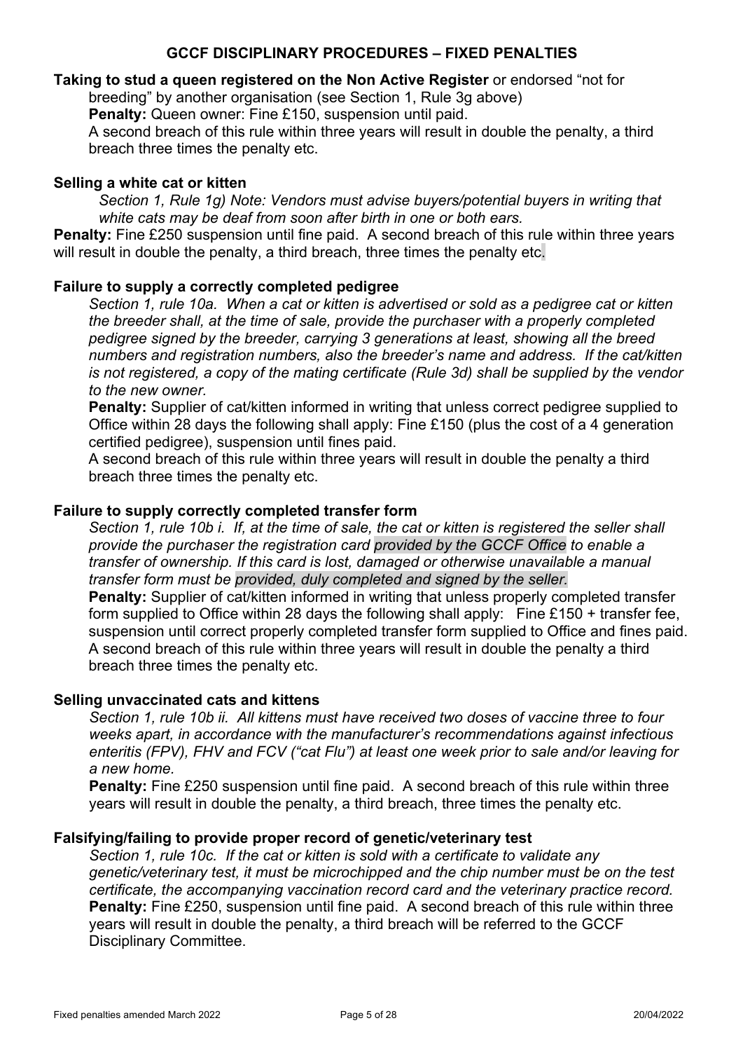## GCCF DISCIPLINARY PROCEDURES – FIXED PENALTIES

**Taking to stud a queen registered on the Non Active Register** or endorsed "not for breeding" by another organisation (see Section 1, Rule 3g above)

**Penalty:** Queen owner: Fine £150, suspension until paid.

A second breach of this rule within three years will result in double the penalty, a third breach three times the penalty etc.

**Selling a white cat or kitten**

*Section 1, Rule 1g) Note: Vendors must advise buyers/potential buyers in writing that white cats may be deaf from soon after birth in one or both ears.*

**Penalty:** Fine £250 suspension until fine paid. A second breach of this rule within three years will result in double the penalty, a third breach, three times the penalty etc.

**Failure to supply a correctly completed pedigree**

*Section 1, rule 10a. When a cat or kitten is advertised or sold as a pedigree cat or kitten the breeder shall, at the time of sale, provide the purchaser with a properly completed pedigree signed by the breeder, carrying 3 generations at least, showing all the breed numbers and registration numbers, also the breeder's name and address. If the cat/kitten is not registered, a copy of the mating certificate (Rule 3d) shall be supplied by the vendor to the new owner.*

**Penalty:** Supplier of cat/kitten informed in writing that unless correct pedigree supplied to Office within 28 days the following shall apply: Fine £150 (plus the cost of a 4 generation certified pedigree), suspension until fines paid.

A second breach of this rule within three years will result in double the penalty a third breach three times the penalty etc.

**Failure to supply correctly completed transfer form**

*Section 1, rule 10b i. If, at the time of sale, the cat or kitten is registered the seller shall provide the purchaser the registration card provided by the GCCF Office to enable a transfer of ownership. If this card is lost, damaged or otherwise unavailable a manual transfer form must be provided, duly completed and signed by the seller.*

**Penalty:** Supplier of cat/kitten informed in writing that unless properly completed transfer form supplied to Office within 28 days the following shall apply: Fine £150 + transfer fee, suspension until correct properly completed transfer form supplied to Office and fines paid. A second breach of this rule within three years will result in double the penalty a third breach three times the penalty etc.

**Selling unvaccinated cats and kittens**

*Section 1, rule 10b ii. All kittens must have received two doses of vaccine three to four weeks apart, in accordance with the manufacturer's recommendations against infectious enteritis (FPV), FHV and FCV ("cat Flu") at least one week prior to sale and/or leaving for a new home.*

**Penalty:** Fine £250 suspension until fine paid. A second breach of this rule within three years will result in double the penalty, a third breach, three times the penalty etc.

**Falsifying/failing to provide proper record of genetic/veterinary test**

*Section 1, rule 10c. If the cat or kitten is sold with a certificate to validate any genetic/veterinary test, it must be microchipped and the chip number must be on the test certificate, the accompanying vaccination record card and the veterinary practice record.*

**Penalty:** Fine £250, suspension until fine paid. A second breach of this rule within three years will result in double the penalty, a third breach will be referred to the GCCF Disciplinary Committee.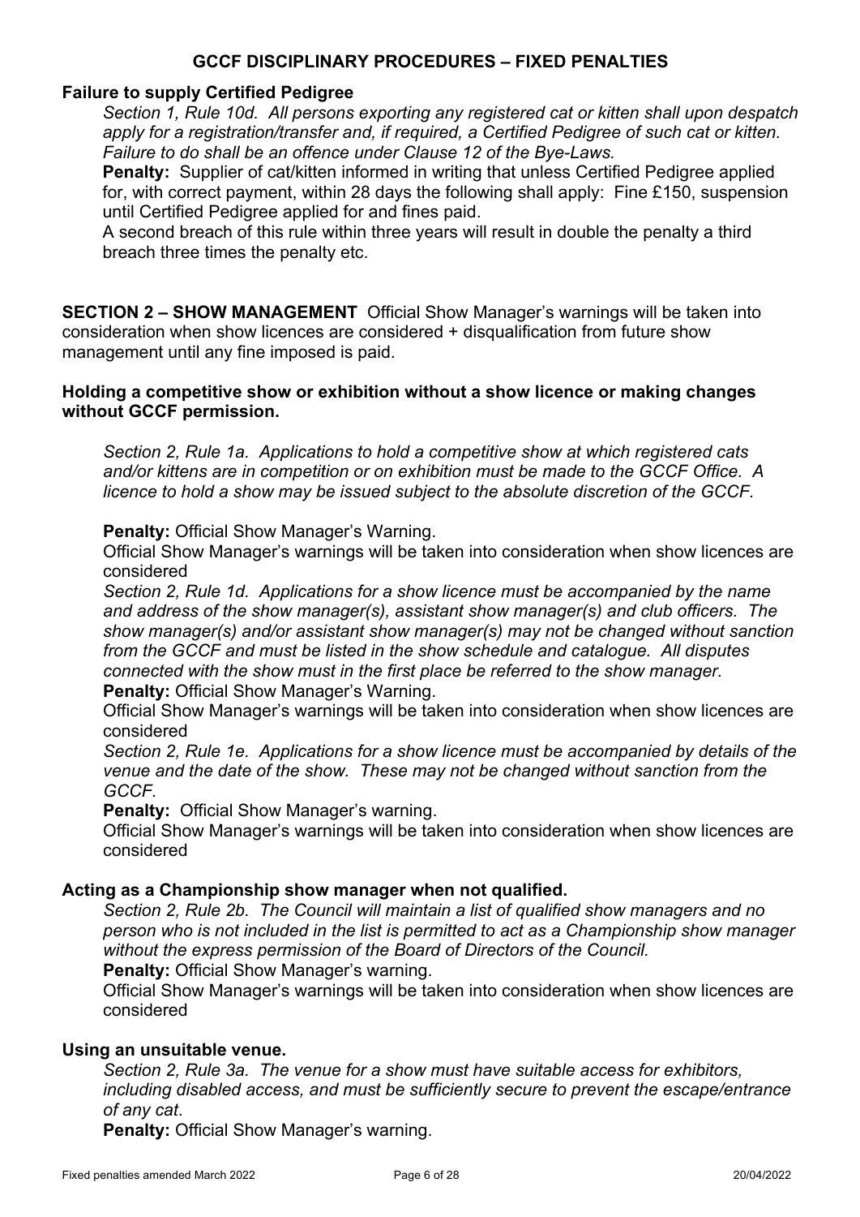## GCCF DISCIPLINARY PROCEDURES – FIXED PENALTIES

### Failure to supply Certified Pedigree

*Section 1, Rule 10d. All persons exporting any registered cat or kitten shall upon despatch apply for a registration/transfer and, if required, a Certified Pedigree of such cat or kitten. Failure to do shall be an offence under Clause 12 of the Bye-Laws.*

**Penalty:** Supplier of cat/kitten informed in writing that unless Certified Pedigree applied for, with correct payment, within 28 days the following shall apply: Fine £150, suspension until Certified Pedigree applied for and fines paid.

A second breach of this rule within three years will result in double the penalty a third breach three times the penalty etc.

**SECTION 2 – SHOW MANAGEMENT** Official Show Manager's warnings will be taken into consideration when show licences are considered + disqualification from future show management until any fine imposed is paid.

### Holding a competitive show or exhibition without a show licence or making changes without GCCF permission.

*Section 2, Rule 1a. Applications to hold a competitive show at which registered cats and/or kittens are in competition or on exhibition must be made to the GCCF Office. A licence to hold a show may be issued subject to the absolute discretion of the GCCF.*

**Penalty:** Official Show Manager's Warning.

Official Show Manager's warnings will be taken into consideration when show licences are considered

*Section 2, Rule 1d. Applications for a show licence must be accompanied by the name and address of the show manager(s), assistant show manager(s) and club officers. The show manager(s) and/or assistant show manager(s) may not be changed without sanction from the GCCF and must be listed in the show schedule and catalogue. All disputes connected with the show must in the first place be referred to the show manager.*

**Penalty:** Official Show Manager's Warning.

Official Show Manager's warnings will be taken into consideration when show licences are considered

*Section 2, Rule 1e. Applications for a show licence must be accompanied by details of the venue and the date of the show. These may not be changed without sanction from the GCCF.*

**Penalty:** Official Show Manager's warning.

Official Show Manager's warnings will be taken into consideration when show licences are considered

### Acting as a Championship show manager when not qualified.

*Section 2, Rule 2b. The Council will maintain a list of qualified show managers and no person who is not included in the list is permitted to act as a Championship show manager without the express permission of the Board of Directors of the Council.*

**Penalty:** Official Show Manager's warning.

Official Show Manager's warnings will be taken into consideration when show licences are considered

### Using an unsuitable venue.

*Section 2, Rule 3a. The venue for a show must have suitable access for exhibitors, including disabled access, and must be sufficiently secure to prevent the escape/entrance of any cat.*

**Penalty:** Official Show Manager's warning.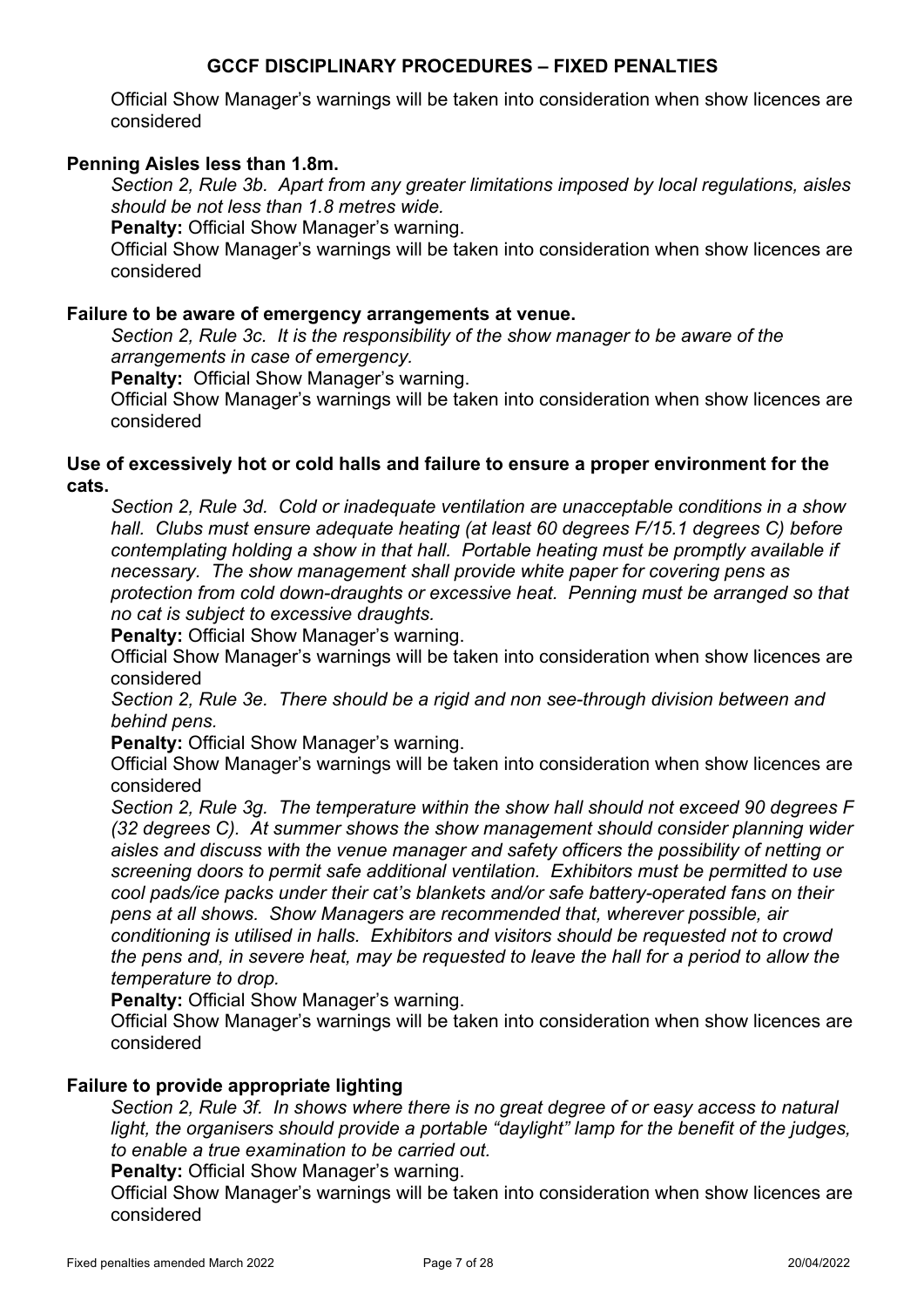Official Show Manager's warnings will be taken into consideration when show licences are considered

**Penning Aisles less than 1.8m.**

*Section 2, Rule 3b. Apart from any greater limitations imposed by local regulations, aisles should be not less than 1.8 metres wide.*

**Penalty:** Official Show Manager's warning.

Official Show Manager's warnings will be taken into consideration when show licences are considered

**Failure to be aware of emergency arrangements at venue.**

*Section 2, Rule 3c. It is the responsibility of the show manager to be aware of the arrangements in case of emergency.*

**Penalty:** Official Show Manager's warning.

Official Show Manager's warnings will be taken into consideration when show licences are considered

**Use of excessively hot or cold halls and failure to ensure a proper environment for the cats.**

*Section 2, Rule 3d. Cold or inadequate ventilation are unacceptable conditions in a show hall. Clubs must ensure adequate heating (at least 60 degrees F/15.1 degrees C) before contemplating holding a show in that hall. Portable heating must be promptly available if necessary. The show management shall provide white paper for covering pens as protection from cold down-draughts or excessive heat. Penning must be arranged so that no cat is subject to excessive draughts.*

**Penalty:** Official Show Manager's warning.

Official Show Manager's warnings will be taken into consideration when show licences are considered

*Section 2, Rule 3e. There should be a rigid and non see-through division between and behind pens.*

**Penalty:** Official Show Manager's warning.

Official Show Manager's warnings will be taken into consideration when show licences are considered

*Section 2, Rule 3g. The temperature within the show hall should not exceed 90 degrees F (32 degrees C). At summer shows the show management should consider planning wider aisles and discuss with the venue manager and safety officers the possibility of netting or screening doors to permit safe additional ventilation. Exhibitors must be permitted to use cool pads/ice packs under their cat's blankets and/or safe battery-operated fans on their pens at all shows. Show Managers are recommended that, wherever possible, air conditioning is utilised in halls. Exhibitors and visitors should be requested not to crowd the pens and, in severe heat, may be requested to leave the hall for a period to allow the temperature to drop.*

**Penalty:** Official Show Manager's warning.

Official Show Manager's warnings will be taken into consideration when show licences are considered

**Failure to provide appropriate lighting**

*Section 2, Rule 3f. In shows where there is no great degree of or easy access to natural light, the organisers should provide a portable "daylight" lamp for the benefit of the judges, to enable a true examination to be carried out.*

**Penalty:** Official Show Manager's warning.

Official Show Manager's warnings will be taken into consideration when show licences are considered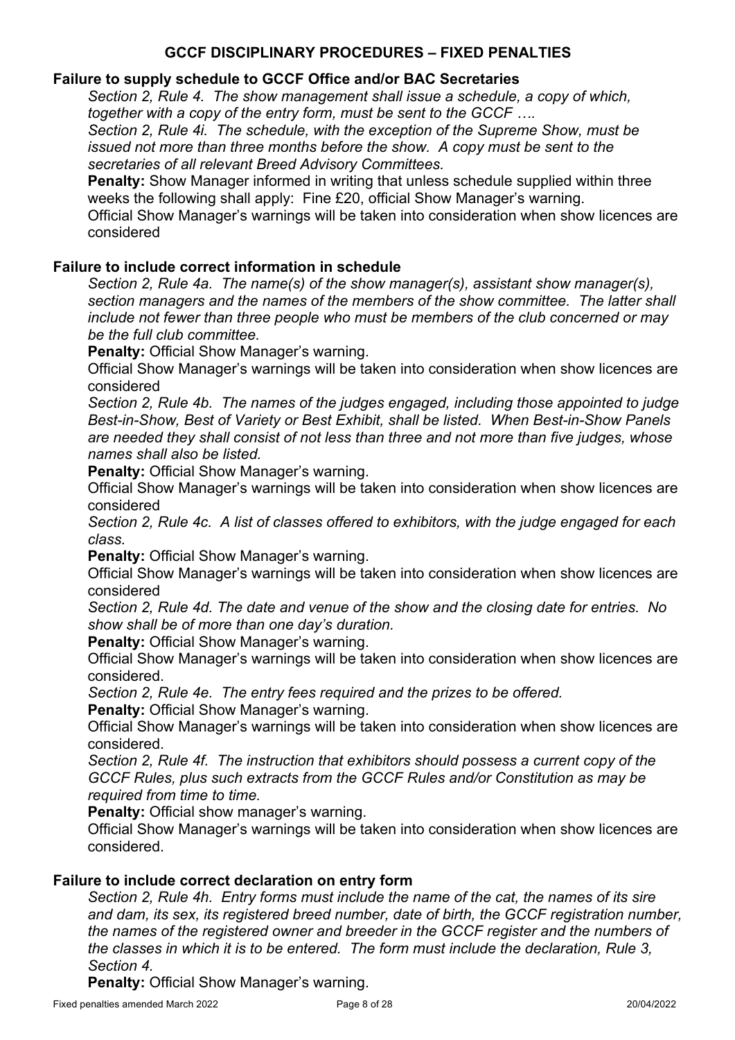## GCCF DISCIPLINARY PROCEDURES – FIXED PENALTIES

### Failure to supply schedule to GCCF Office and/or BAC Secretaries

*Section 2, Rule 4. The show management shall issue a schedule, a copy of which, together with a copy of the entry form, must be sent to the GCCF ….*

*Section 2, Rule 4i. The schedule, with the exception of the Supreme Show, must be issued not more than three months before the show. A copy must be sent to the secretaries of all relevant Breed Advisory Committees.*

**Penalty:** Show Manager informed in writing that unless schedule supplied within three weeks the following shall apply: Fine £20, official Show Manager's warning.

Official Show Manager's warnings will be taken into consideration when show licences are considered

### Failure to include correct information in schedule

*Section 2, Rule 4a. The name(s) of the show manager(s), assistant show manager(s), section managers and the names of the members of the show committee. The latter shall include not fewer than three people who must be members of the club concerned or may be the full club committee.*

**Penalty:** Official Show Manager's warning.

Official Show Manager's warnings will be taken into consideration when show licences are considered

*Section 2, Rule 4b. The names of the judges engaged, including those appointed to judge Best-in-Show, Best of Variety or Best Exhibit, shall be listed. When Best-in-Show Panels are needed they shall consist of not less than three and not more than five judges, whose names shall also be listed.*

**Penalty:** Official Show Manager's warning.

Official Show Manager's warnings will be taken into consideration when show licences are considered

*Section 2, Rule 4c. A list of classes offered to exhibitors, with the judge engaged for each class.*

**Penalty:** Official Show Manager's warning.

Official Show Manager's warnings will be taken into consideration when show licences are considered

*Section 2, Rule 4d. The date and venue of the show and the closing date for entries. No show shall be of more than one day's duration.*

**Penalty:** Official Show Manager's warning.

Official Show Manager's warnings will be taken into consideration when show licences are considered.

*Section 2, Rule 4e. The entry fees required and the prizes to be offered.*

**Penalty:** Official Show Manager's warning.

Official Show Manager's warnings will be taken into consideration when show licences are considered.

*Section 2, Rule 4f. The instruction that exhibitors should possess a current copy of the GCCF Rules, plus such extracts from the GCCF Rules and/or Constitution as may be required from time to time.*

**Penalty:** Official show manager's warning.

Official Show Manager's warnings will be taken into consideration when show licences are considered.

### Failure to include correct declaration on entry form

*Section 2, Rule 4h. Entry forms must include the name of the cat, the names of its sire and dam, its sex, its registered breed number, date of birth, the GCCF registration number, the names of the registered owner and breeder in the GCCF register and the numbers of the classes in which it is to be entered. The form must include the declaration, Rule 3, Section 4.*

**Penalty:** Official Show Manager's warning.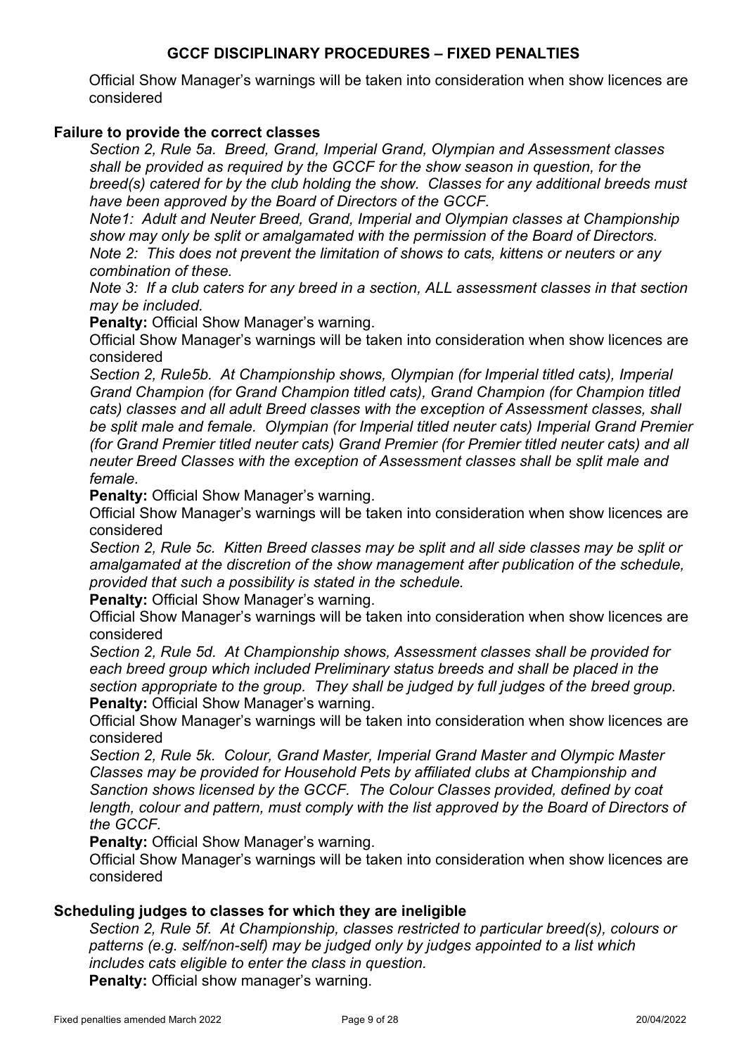Official Show Manager's warnings will be taken into consideration when show licences are considered

### Failure to provide the correct classes

*Section 2, Rule 5a. Breed, Grand, Imperial Grand, Olympian and Assessment classes shall be provided as required by the GCCF for the show season in question, for the breed(s) catered for by the club holding the show. Classes for any additional breeds must have been approved by the Board of Directors of the GCCF.*

*Note1: Adult and Neuter Breed, Grand, Imperial and Olympian classes at Championship show may only be split or amalgamated with the permission of the Board of Directors.*

*Note 2: This does not prevent the limitation of shows to cats, kittens or neuters or any combination of these.*

*Note 3: If a club caters for any breed in a section, ALL assessment classes in that section may be included.*

**Penalty:** Official Show Manager's warning.

Official Show Manager's warnings will be taken into consideration when show licences are considered

*Section 2, Rule5b. At Championship shows, Olympian (for Imperial titled cats), Imperial Grand Champion (for Grand Champion titled cats), Grand Champion (for Champion titled cats) classes and all adult Breed classes with the exception of Assessment classes, shall be split male and female. Olympian (for Imperial titled neuter cats) Imperial Grand Premier (for Grand Premier titled neuter cats) Grand Premier (for Premier titled neuter cats) and all neuter Breed Classes with the exception of Assessment classes shall be split male and female.*

**Penalty:** Official Show Manager's warning.

Official Show Manager's warnings will be taken into consideration when show licences are considered

*Section 2, Rule 5c. Kitten Breed classes may be split and all side classes may be split or amalgamated at the discretion of the show management after publication of the schedule, provided that such a possibility is stated in the schedule.*

**Penalty:** Official Show Manager's warning.

Official Show Manager's warnings will be taken into consideration when show licences are considered

*Section 2, Rule 5d. At Championship shows, Assessment classes shall be provided for each breed group which included Preliminary status breeds and shall be placed in the section appropriate to the group. They shall be judged by full judges of the breed group.*

**Penalty:** Official Show Manager's warning.

Official Show Manager's warnings will be taken into consideration when show licences are considered

*Section 2, Rule 5k. Colour, Grand Master, Imperial Grand Master and Olympic Master Classes may be provided for Household Pets by affiliated clubs at Championship and Sanction shows licensed by the GCCF. The Colour Classes provided, defined by coat length, colour and pattern, must comply with the list approved by the Board of Directors of the GCCF.*

**Penalty:** Official Show Manager's warning.

Official Show Manager's warnings will be taken into consideration when show licences are considered

### Scheduling judges to classes for which they are ineligible

*Section 2, Rule 5f. At Championship, classes restricted to particular breed(s), colours or patterns (e.g. self/non-self) may be judged only by judges appointed to a list which includes cats eligible to enter the class in question.*

**Penalty:** Official show manager's warning.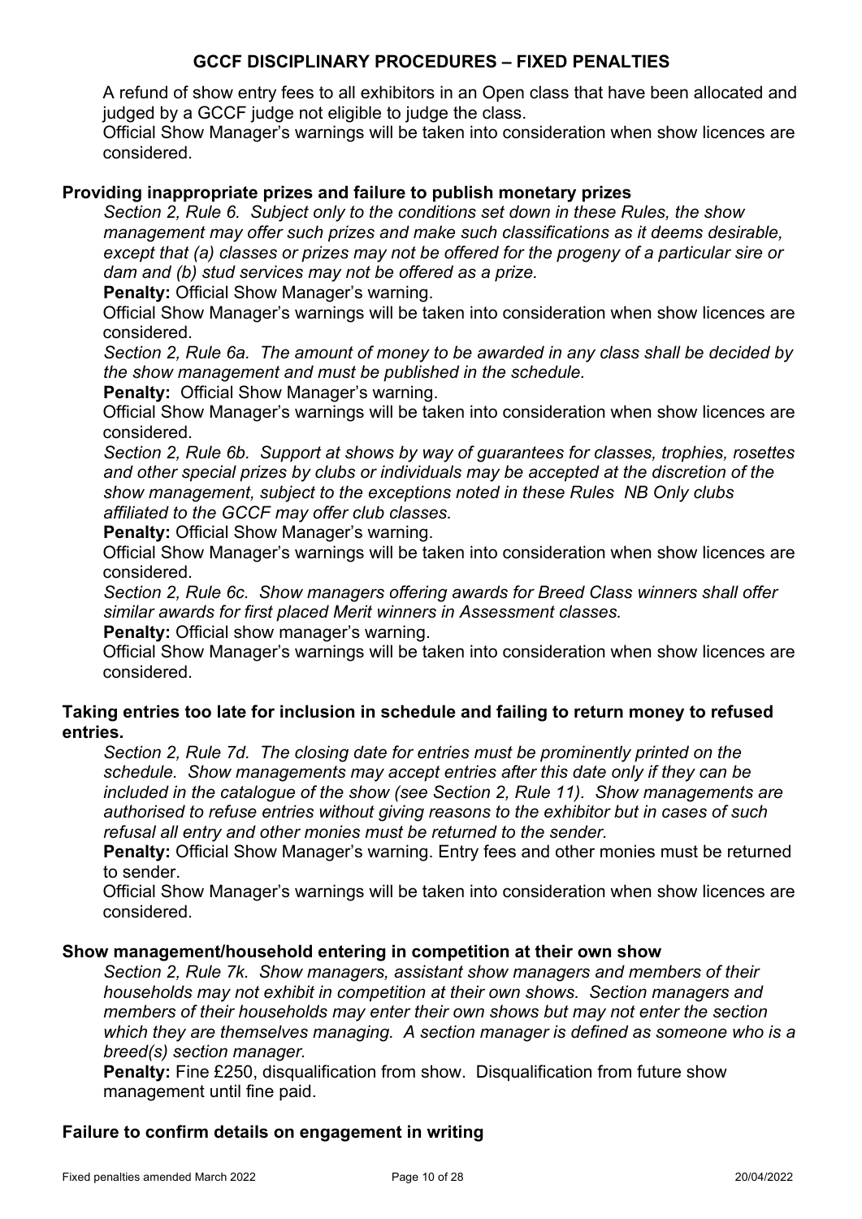A refund of show entry fees to all exhibitors in an Open class that have been allocated and judged by a GCCF judge not eligible to judge the class.

Official Show Manager's warnings will be taken into consideration when show licences are considered.

### Providing inappropriate prizes and failure to publish monetary prizes

*Section 2, Rule 6. Subject only to the conditions set down in these Rules, the show management may offer such prizes and make such classifications as it deems desirable, except that (a) classes or prizes may not be offered for the progeny of a particular sire or dam and (b) stud services may not be offered as a prize.*

**Penalty:** Official Show Manager's warning.

Official Show Manager's warnings will be taken into consideration when show licences are considered.

*Section 2, Rule 6a. The amount of money to be awarded in any class shall be decided by the show management and must be published in the schedule.*

**Penalty:** Official Show Manager's warning.

Official Show Manager's warnings will be taken into consideration when show licences are considered.

*Section 2, Rule 6b. Support at shows by way of guarantees for classes, trophies, rosettes and other special prizes by clubs or individuals may be accepted at the discretion of the show management, subject to the exceptions noted in these Rules NB Only clubs affiliated to the GCCF may offer club classes.*

**Penalty:** Official Show Manager's warning.

Official Show Manager's warnings will be taken into consideration when show licences are considered.

*Section 2, Rule 6c. Show managers offering awards for Breed Class winners shall offer similar awards for first placed Merit winners in Assessment classes.*

**Penalty:** Official show manager's warning.

Official Show Manager's warnings will be taken into consideration when show licences are considered.

### Taking entries too late for inclusion in schedule and failing to return money to refused entries.

*Section 2, Rule 7d. The closing date for entries must be prominently printed on the schedule. Show managements may accept entries after this date only if they can be included in the catalogue of the show (see Section 2, Rule 11). Show managements are authorised to refuse entries without giving reasons to the exhibitor but in cases of such refusal all entry and other monies must be returned to the sender.*

**Penalty:** Official Show Manager's warning. Entry fees and other monies must be returned to sender.

Official Show Manager's warnings will be taken into consideration when show licences are considered.

### Show management/household entering in competition at their own show

*Section 2, Rule 7k. Show managers, assistant show managers and members of their households may not exhibit in competition at their own shows. Section managers and members of their households may enter their own shows but may not enter the section which they are themselves managing. A section manager is defined as someone who is a breed(s) section manager.*

**Penalty:** Fine £250, disqualification from show. Disqualification from future show management until fine paid.

### Failure to confirm details on engagement in writing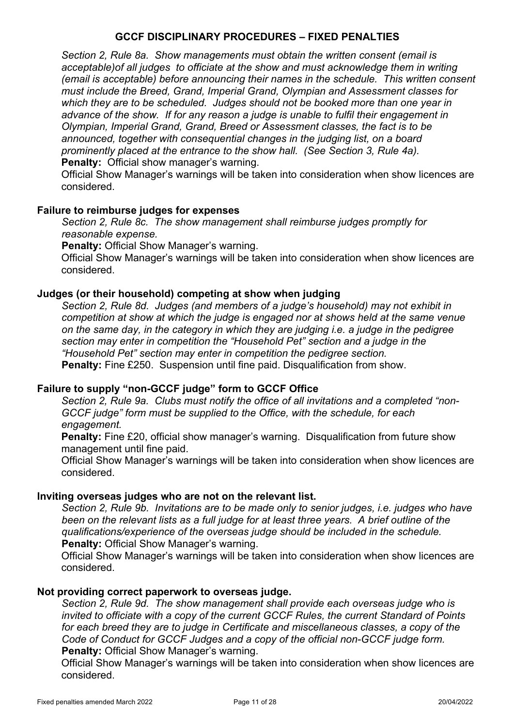## GCCF DISCIPLINARY PROCEDURES – FIXED PENALTIES

*Section 2, Rule 8a. Show managements must obtain the written consent (email is acceptable)of all judges to officiate at the show and must acknowledge them in writing (email is acceptable) before announcing their names in the schedule. This written consent must include the Breed, Grand, Imperial Grand, Olympian and Assessment classes for which they are to be scheduled. Judges should not be booked more than one year in advance of the show. If for any reason a judge is unable to fulfil their engagement in Olympian, Imperial Grand, Grand, Breed or Assessment classes, the fact is to be announced, together with consequential changes in the judging list, on a board prominently placed at the entrance to the show hall. (See Section 3, Rule 4a).*

**Penalty:** Official show manager's warning.

Official Show Manager's warnings will be taken into consideration when show licences are considered.

### Failure to reimburse judges for expenses

*Section 2, Rule 8c. The show management shall reimburse judges promptly for reasonable expense.*

**Penalty:** Official Show Manager's warning.

Official Show Manager's warnings will be taken into consideration when show licences are considered.

### Judges (or their household) competing at show when judging

*Section 2, Rule 8d. Judges (and members of a judge's household) may not exhibit in competition at show at which the judge is engaged nor at shows held at the same venue on the same day, in the category in which they are judging i.e. a judge in the pedigree section may enter in competition the "Household Pet" section and a judge in the "Household Pet" section may enter in competition the pedigree section.*

**Penalty:** Fine £250. Suspension until fine paid. Disqualification from show.

### Failure to supply "non-GCCF judge" form to GCCF Office

*Section 2, Rule 9a. Clubs must notify the office of all invitations and a completed "non-GCCF judge" form must be supplied to the Office, with the schedule, for each engagement.*

**Penalty:** Fine £20, official show manager's warning. Disqualification from future show management until fine paid.

Official Show Manager's warnings will be taken into consideration when show licences are considered.

### Inviting overseas judges who are not on the relevant list.

*Section 2, Rule 9b. Invitations are to be made only to senior judges, i.e. judges who have been on the relevant lists as a full judge for at least three years. A brief outline of the qualifications/experience of the overseas judge should be included in the schedule.*

**Penalty:** Official Show Manager's warning.

Official Show Manager's warnings will be taken into consideration when show licences are considered.

### Not providing correct paperwork to overseas judge.

*Section 2, Rule 9d. The show management shall provide each overseas judge who is invited to officiate with a copy of the current GCCF Rules, the current Standard of Points for each breed they are to judge in Certificate and miscellaneous classes, a copy of the Code of Conduct for GCCF Judges and a copy of the official non-GCCF judge form.*

**Penalty:** Official Show Manager's warning.

Official Show Manager's warnings will be taken into consideration when show licences are considered.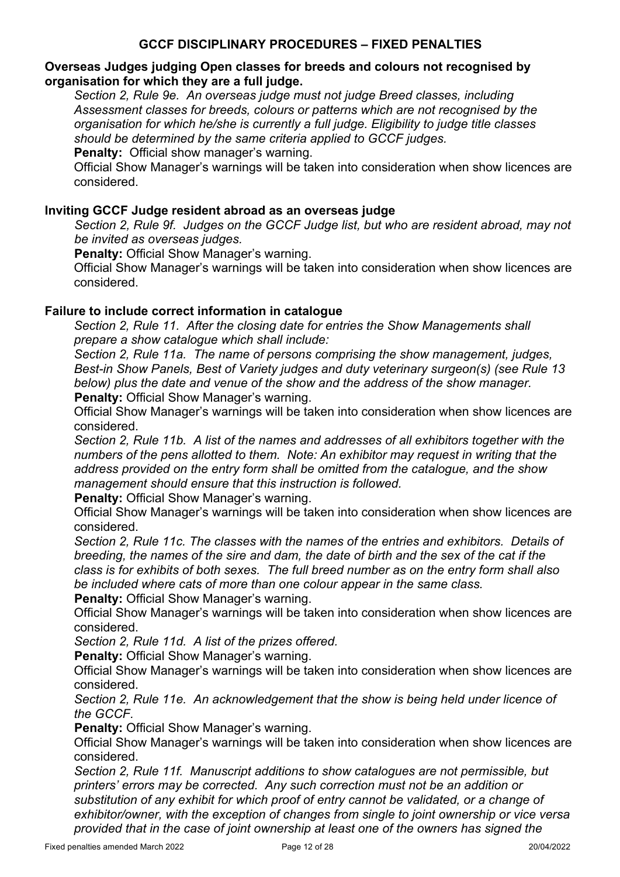## GCCF DISCIPLINARY PROCEDURES – FIXED PENALTIES

### Overseas Judges judging Open classes for breeds and colours not recognised by organisation for which they are a full judge.

*Section 2, Rule 9e. An overseas judge must not judge Breed classes, including Assessment classes for breeds, colours or patterns which are not recognised by the organisation for which he/she is currently a full judge. Eligibility to judge title classes should be determined by the same criteria applied to GCCF judges.*

**Penalty:** Official show manager's warning.

Official Show Manager's warnings will be taken into consideration when show licences are considered.

### Inviting GCCF Judge resident abroad as an overseas judge

*Section 2, Rule 9f. Judges on the GCCF Judge list, but who are resident abroad, may not be invited as overseas judges.*

**Penalty:** Official Show Manager's warning.

Official Show Manager's warnings will be taken into consideration when show licences are considered.

### Failure to include correct information in catalogue

*Section 2, Rule 11. After the closing date for entries the Show Managements shall prepare a show catalogue which shall include:*

*Section 2, Rule 11a. The name of persons comprising the show management, judges, Best-in Show Panels, Best of Variety judges and duty veterinary surgeon(s) (see Rule 13 below) plus the date and venue of the show and the address of the show manager.*

**Penalty:** Official Show Manager's warning.

Official Show Manager's warnings will be taken into consideration when show licences are considered.

*Section 2, Rule 11b. A list of the names and addresses of all exhibitors together with the numbers of the pens allotted to them. Note: An exhibitor may request in writing that the address provided on the entry form shall be omitted from the catalogue, and the show management should ensure that this instruction is followed.*

**Penalty:** Official Show Manager's warning.

Official Show Manager's warnings will be taken into consideration when show licences are considered.

*Section 2, Rule 11c. The classes with the names of the entries and exhibitors. Details of breeding, the names of the sire and dam, the date of birth and the sex of the cat if the class is for exhibits of both sexes. The full breed number as on the entry form shall also be included where cats of more than one colour appear in the same class.*

**Penalty:** Official Show Manager's warning.

Official Show Manager's warnings will be taken into consideration when show licences are considered.

*Section 2, Rule 11d. A list of the prizes offered.*

**Penalty:** Official Show Manager's warning.

Official Show Manager's warnings will be taken into consideration when show licences are considered.

*Section 2, Rule 11e. An acknowledgement that the show is being held under licence of the GCCF.*

**Penalty:** Official Show Manager's warning.

Official Show Manager's warnings will be taken into consideration when show licences are considered.

*Section 2, Rule 11f. Manuscript additions to show catalogues are not permissible, but printers' errors may be corrected. Any such correction must not be an addition or substitution of any exhibit for which proof of entry cannot be validated, or a change of exhibitor/owner, with the exception of changes from single to joint ownership or vice versa provided that in the case of joint ownership at least one of the owners has signed the*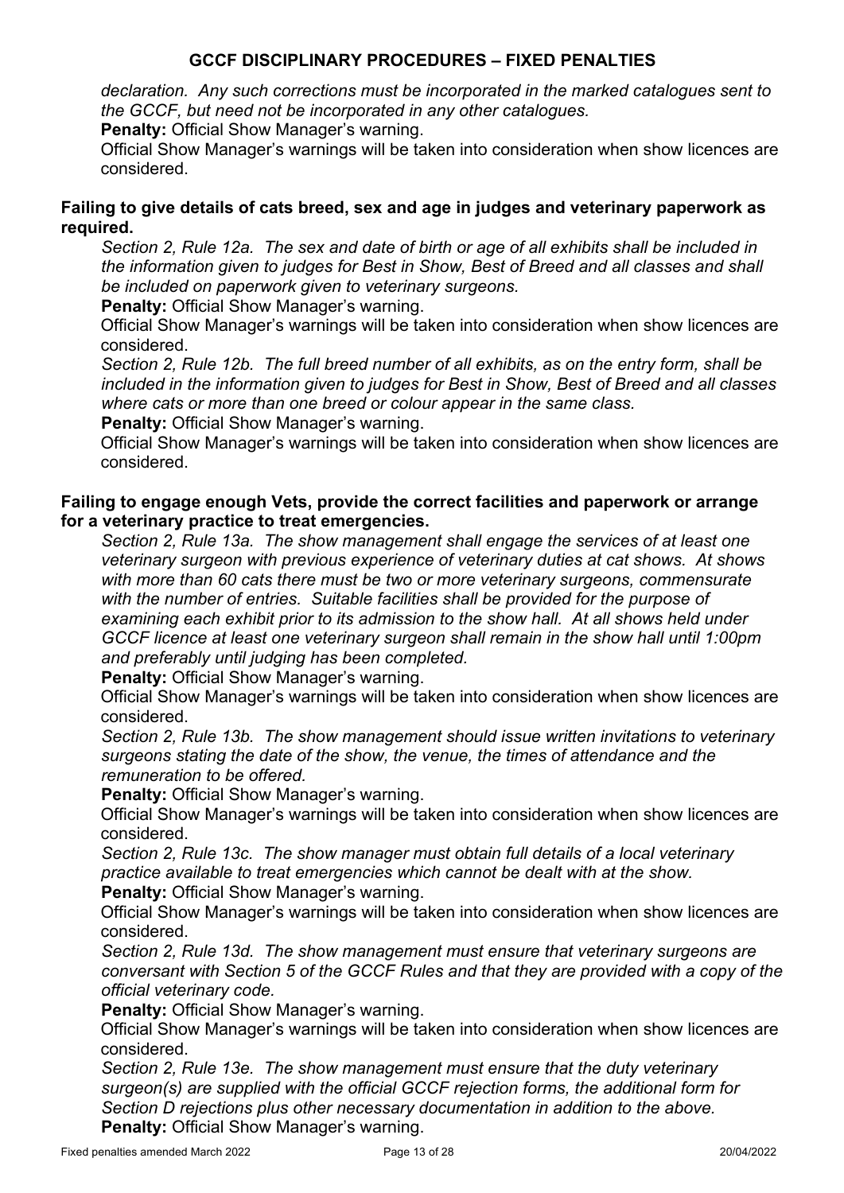*declaration. Any such corrections must be incorporated in the marked catalogues sent to the GCCF, but need not be incorporated in any other catalogues.*

**Penalty:** Official Show Manager's warning.

Official Show Manager's warnings will be taken into consideration when show licences are considered.

**Failing to give details of cats breed, sex and age in judges and veterinary paperwork as required.**

*Section 2, Rule 12a. The sex and date of birth or age of all exhibits shall be included in the information given to judges for Best in Show, Best of Breed and all classes and shall be included on paperwork given to veterinary surgeons.*

**Penalty:** Official Show Manager's warning.

Official Show Manager's warnings will be taken into consideration when show licences are considered.

*Section 2, Rule 12b. The full breed number of all exhibits, as on the entry form, shall be included in the information given to judges for Best in Show, Best of Breed and all classes where cats or more than one breed or colour appear in the same class.*

**Penalty:** Official Show Manager's warning.

Official Show Manager's warnings will be taken into consideration when show licences are considered.

**Failing to engage enough Vets, provide the correct facilities and paperwork or arrange for a veterinary practice to treat emergencies.**

*Section 2, Rule 13a. The show management shall engage the services of at least one veterinary surgeon with previous experience of veterinary duties at cat shows. At shows with more than 60 cats there must be two or more veterinary surgeons, commensurate with the number of entries. Suitable facilities shall be provided for the purpose of examining each exhibit prior to its admission to the show hall. At all shows held under GCCF licence at least one veterinary surgeon shall remain in the show hall until 1:00pm and preferably until judging has been completed.*

**Penalty:** Official Show Manager's warning.

Official Show Manager's warnings will be taken into consideration when show licences are considered.

*Section 2, Rule 13b. The show management should issue written invitations to veterinary surgeons stating the date of the show, the venue, the times of attendance and the remuneration to be offered.*

**Penalty:** Official Show Manager's warning.

Official Show Manager's warnings will be taken into consideration when show licences are considered.

*Section 2, Rule 13c. The show manager must obtain full details of a local veterinary practice available to treat emergencies which cannot be dealt with at the show.*

**Penalty:** Official Show Manager's warning.

Official Show Manager's warnings will be taken into consideration when show licences are considered.

*Section 2, Rule 13d. The show management must ensure that veterinary surgeons are conversant with Section 5 of the GCCF Rules and that they are provided with a copy of the official veterinary code.*

**Penalty:** Official Show Manager's warning.

Official Show Manager's warnings will be taken into consideration when show licences are considered.

*Section 2, Rule 13e. The show management must ensure that the duty veterinary surgeon(s) are supplied with the official GCCF rejection forms, the additional form for Section D rejections plus other necessary documentation in addition to the above.*

**Penalty:** Official Show Manager's warning.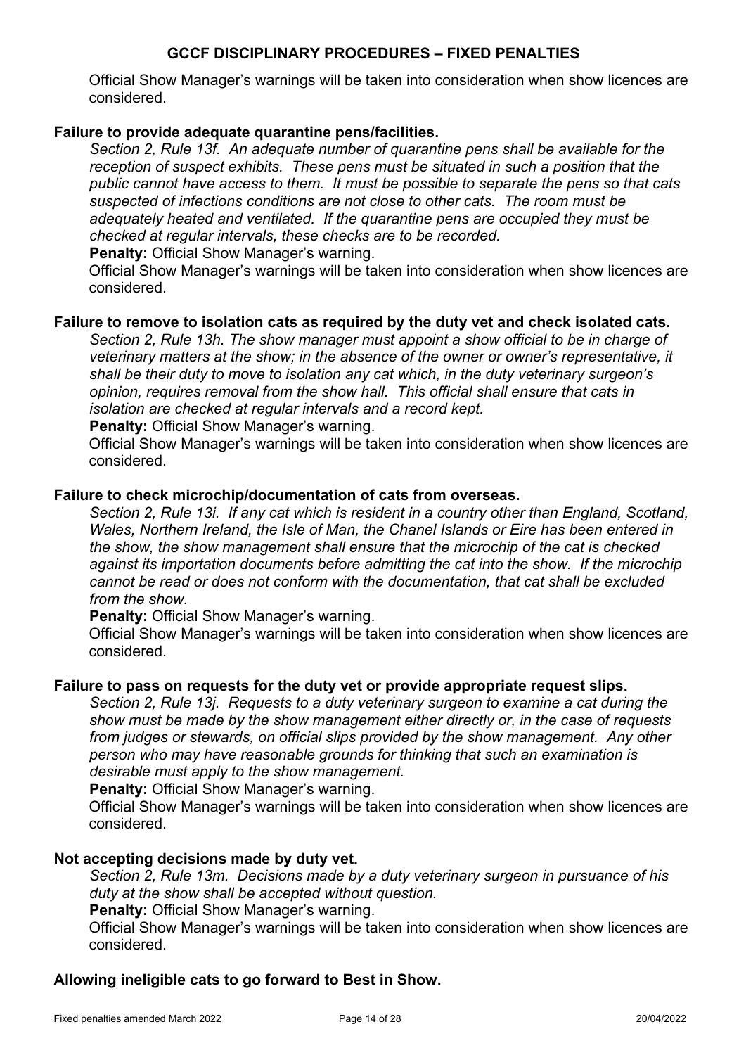Official Show Manager's warnings will be taken into consideration when show licences are considered.

**Failure to provide adequate quarantine pens/facilities.**

*Section 2, Rule 13f. An adequate number of quarantine pens shall be available for the reception of suspect exhibits. These pens must be situated in such a position that the public cannot have access to them. It must be possible to separate the pens so that cats suspected of infections conditions are not close to other cats. The room must be adequately heated and ventilated. If the quarantine pens are occupied they must be checked at regular intervals, these checks are to be recorded.*

**Penalty:** Official Show Manager's warning.

Official Show Manager's warnings will be taken into consideration when show licences are considered.

**Failure to remove to isolation cats as required by the duty vet and check isolated cats.**

*Section 2, Rule 13h. The show manager must appoint a show official to be in charge of veterinary matters at the show; in the absence of the owner or owner's representative, it shall be their duty to move to isolation any cat which, in the duty veterinary surgeon's opinion, requires removal from the show hall. This official shall ensure that cats in isolation are checked at regular intervals and a record kept.*

**Penalty:** Official Show Manager's warning.

Official Show Manager's warnings will be taken into consideration when show licences are considered.

**Failure to check microchip/documentation of cats from overseas.**

*Section 2, Rule 13i. If any cat which is resident in a country other than England, Scotland, Wales, Northern Ireland, the Isle of Man, the Chanel Islands or Eire has been entered in the show, the show management shall ensure that the microchip of the cat is checked against its importation documents before admitting the cat into the show. If the microchip cannot be read or does not conform with the documentation, that cat shall be excluded from the show.*

**Penalty:** Official Show Manager's warning.

Official Show Manager's warnings will be taken into consideration when show licences are considered.

**Failure to pass on requests for the duty vet or provide appropriate request slips.**

*Section 2, Rule 13j. Requests to a duty veterinary surgeon to examine a cat during the show must be made by the show management either directly or, in the case of requests from judges or stewards, on official slips provided by the show management. Any other person who may have reasonable grounds for thinking that such an examination is desirable must apply to the show management.*

**Penalty:** Official Show Manager's warning.

Official Show Manager's warnings will be taken into consideration when show licences are considered.

**Not accepting decisions made by duty vet.**

*Section 2, Rule 13m. Decisions made by a duty veterinary surgeon in pursuance of his duty at the show shall be accepted without question.*

**Penalty:** Official Show Manager's warning.

Official Show Manager's warnings will be taken into consideration when show licences are considered.

**Allowing ineligible cats to go forward to Best in Show.**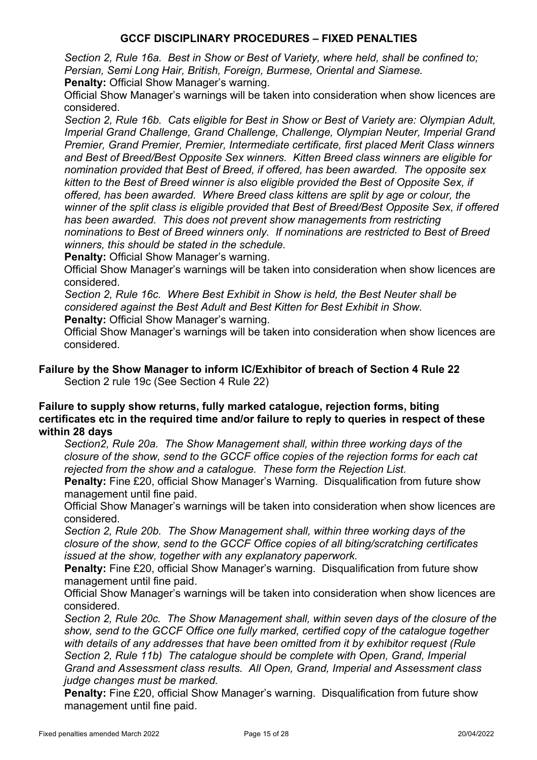## GCCF DISCIPLINARY PROCEDURES – FIXED PENALTIES

*Section 2, Rule 16a. Best in Show or Best of Variety, where held, shall be confined to; Persian, Semi Long Hair, British, Foreign, Burmese, Oriental and Siamese.*

**Penalty:** Official Show Manager's warning.

Official Show Manager's warnings will be taken into consideration when show licences are considered.

*Section 2, Rule 16b. Cats eligible for Best in Show or Best of Variety are: Olympian Adult, Imperial Grand Challenge, Grand Challenge, Challenge, Olympian Neuter, Imperial Grand Premier, Grand Premier, Premier, Intermediate certificate, first placed Merit Class winners and Best of Breed/Best Opposite Sex winners. Kitten Breed class winners are eligible for nomination provided that Best of Breed, if offered, has been awarded. The opposite sex kitten to the Best of Breed winner is also eligible provided the Best of Opposite Sex, if offered, has been awarded. Where Breed class kittens are split by age or colour, the winner of the split class is eligible provided that Best of Breed/Best Opposite Sex, if offered has been awarded. This does not prevent show managements from restricting nominations to Best of Breed winners only. If nominations are restricted to Best of Breed winners, this should be stated in the schedule.*

**Penalty:** Official Show Manager's warning.

Official Show Manager's warnings will be taken into consideration when show licences are considered.

*Section 2, Rule 16c. Where Best Exhibit in Show is held, the Best Neuter shall be considered against the Best Adult and Best Kitten for Best Exhibit in Show.*

**Penalty:** Official Show Manager's warning.

Official Show Manager's warnings will be taken into consideration when show licences are considered.

**Failure by the Show Manager to inform IC/Exhibitor of breach of Section 4 Rule 22**

Section 2 rule 19c (See Section 4 Rule 22)

**Failure to supply show returns, fully marked catalogue, rejection forms, biting certificates etc in the required time and/or failure to reply to queries in respect of these within 28 days**

*Section2, Rule 20a. The Show Management shall, within three working days of the closure of the show, send to the GCCF office copies of the rejection forms for each cat rejected from the show and a catalogue. These form the Rejection List.*

**Penalty:** Fine £20, official Show Manager's Warning. Disqualification from future show management until fine paid.

Official Show Manager's warnings will be taken into consideration when show licences are considered.

*Section 2, Rule 20b. The Show Management shall, within three working days of the closure of the show, send to the GCCF Office copies of all biting/scratching certificates issued at the show, together with any explanatory paperwork.*

**Penalty:** Fine £20, official Show Manager's warning. Disqualification from future show management until fine paid.

Official Show Manager's warnings will be taken into consideration when show licences are considered.

*Section 2, Rule 20c. The Show Management shall, within seven days of the closure of the show, send to the GCCF Office one fully marked, certified copy of the catalogue together with details of any addresses that have been omitted from it by exhibitor request (Rule Section 2, Rule 11b) The catalogue should be complete with Open, Grand, Imperial Grand and Assessment class results. All Open, Grand, Imperial and Assessment class judge changes must be marked.*

**Penalty:** Fine £20, official Show Manager's warning. Disqualification from future show management until fine paid.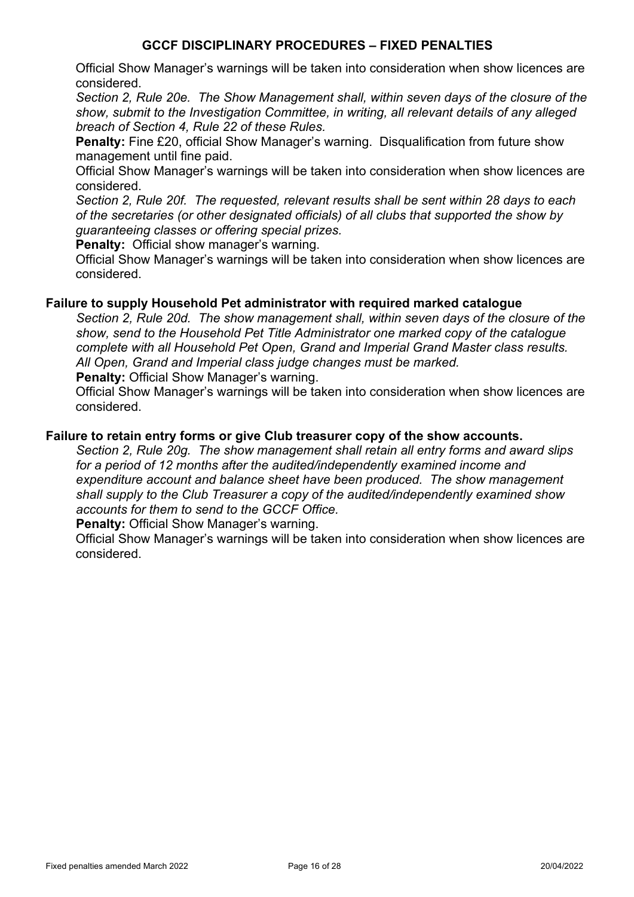Official Show Manager's warnings will be taken into consideration when show licences are considered.

*Section 2, Rule 20e. The Show Management shall, within seven days of the closure of the show, submit to the Investigation Committee, in writing, all relevant details of any alleged breach of Section 4, Rule 22 of these Rules.*

**Penalty:** Fine £20, official Show Manager's warning. Disqualification from future show management until fine paid.

Official Show Manager's warnings will be taken into consideration when show licences are considered.

*Section 2, Rule 20f. The requested, relevant results shall be sent within 28 days to each of the secretaries (or other designated officials) of all clubs that supported the show by guaranteeing classes or offering special prizes.*

**Penalty:** Official show manager's warning.

Official Show Manager's warnings will be taken into consideration when show licences are considered.

### Failure to supply Household Pet administrator with required marked catalogue

*Section 2, Rule 20d. The show management shall, within seven days of the closure of the show, send to the Household Pet Title Administrator one marked copy of the catalogue complete with all Household Pet Open, Grand and Imperial Grand Master class results. All Open, Grand and Imperial class judge changes must be marked.*

**Penalty:** Official Show Manager's warning.

Official Show Manager's warnings will be taken into consideration when show licences are considered.

### Failure to retain entry forms or give Club treasurer copy of the show accounts.

*Section 2, Rule 20g. The show management shall retain all entry forms and award slips for a period of 12 months after the audited/independently examined income and expenditure account and balance sheet have been produced. The show management shall supply to the Club Treasurer a copy of the audited/independently examined show accounts for them to send to the GCCF Office.*

**Penalty:** Official Show Manager's warning.

Official Show Manager's warnings will be taken into consideration when show licences are considered.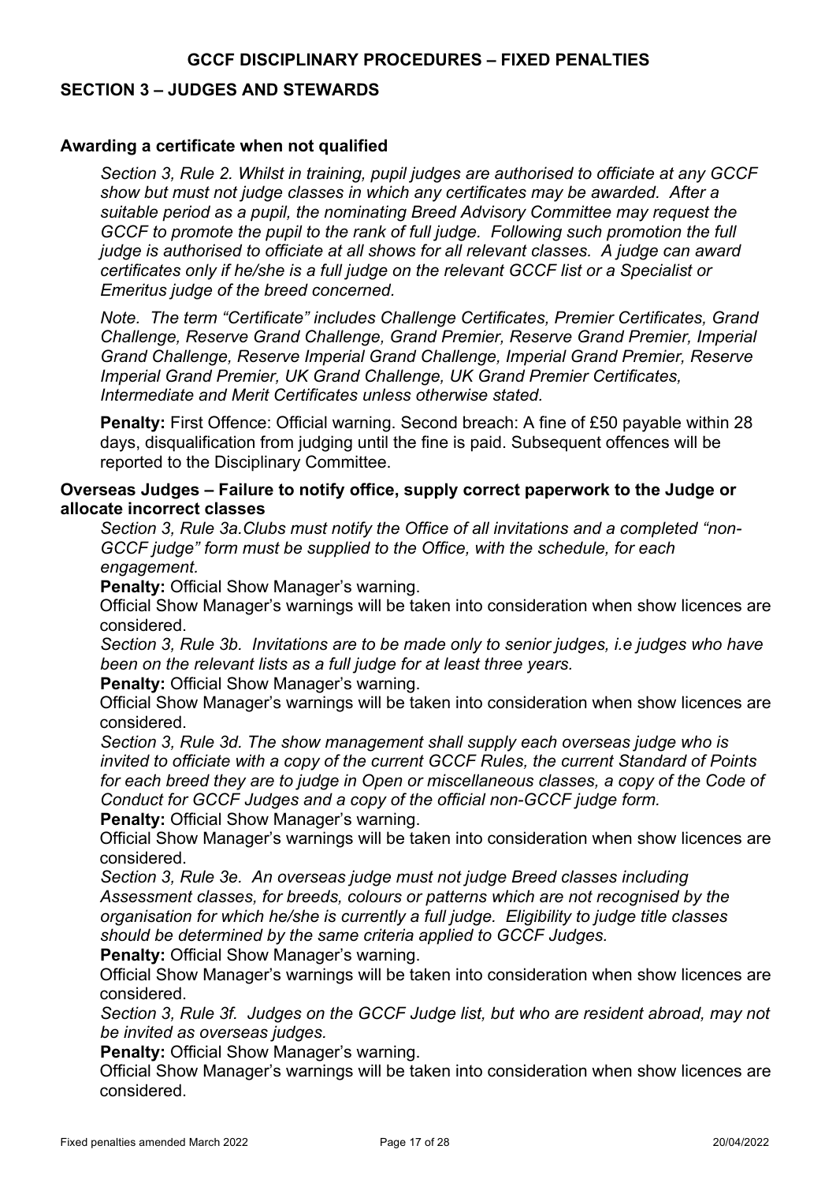## GCCF DISCIPLINARY PROCEDURES – FIXED PENALTIES

## SECTION 3 – JUDGES AND STEWARDS

### Awarding a certificate when not qualified

*Section 3, Rule 2. Whilst in training, pupil judges are authorised to officiate at any GCCF show but must not judge classes in which any certificates may be awarded. After a suitable period as a pupil, the nominating Breed Advisory Committee may request the GCCF to promote the pupil to the rank of full judge. Following such promotion the full judge is authorised to officiate at all shows for all relevant classes. A judge can award certificates only if he/she is a full judge on the relevant GCCF list or a Specialist or Emeritus judge of the breed concerned.*

*Note. The term "Certificate" includes Challenge Certificates, Premier Certificates, Grand Challenge, Reserve Grand Challenge, Grand Premier, Reserve Grand Premier, Imperial Grand Challenge, Reserve Imperial Grand Challenge, Imperial Grand Premier, Reserve Imperial Grand Premier, UK Grand Challenge, UK Grand Premier Certificates, Intermediate and Merit Certificates unless otherwise stated.*

**Penalty:** First Offence: Official warning. Second breach: A fine of £50 payable within 28 days, disqualification from judging until the fine is paid. Subsequent offences will be reported to the Disciplinary Committee.

### Overseas Judges – Failure to notify office, supply correct paperwork to the Judge or allocate incorrect classes

*Section 3, Rule 3a.Clubs must notify the Office of all invitations and a completed "non-GCCF judge" form must be supplied to the Office, with the schedule, for each engagement.*

**Penalty:** Official Show Manager's warning.

Official Show Manager's warnings will be taken into consideration when show licences are considered.

*Section 3, Rule 3b. Invitations are to be made only to senior judges, i.e judges who have been on the relevant lists as a full judge for at least three years.*

**Penalty:** Official Show Manager's warning.

Official Show Manager's warnings will be taken into consideration when show licences are considered.

*Section 3, Rule 3d. The show management shall supply each overseas judge who is invited to officiate with a copy of the current GCCF Rules, the current Standard of Points for each breed they are to judge in Open or miscellaneous classes, a copy of the Code of Conduct for GCCF Judges and a copy of the official non-GCCF judge form.*

**Penalty:** Official Show Manager's warning.

Official Show Manager's warnings will be taken into consideration when show licences are considered.

*Section 3, Rule 3e. An overseas judge must not judge Breed classes including Assessment classes, for breeds, colours or patterns which are not recognised by the organisation for which he/she is currently a full judge. Eligibility to judge title classes should be determined by the same criteria applied to GCCF Judges.*

**Penalty:** Official Show Manager's warning.

Official Show Manager's warnings will be taken into consideration when show licences are considered.

*Section 3, Rule 3f. Judges on the GCCF Judge list, but who are resident abroad, may not be invited as overseas judges.*

**Penalty:** Official Show Manager's warning.

Official Show Manager's warnings will be taken into consideration when show licences are considered.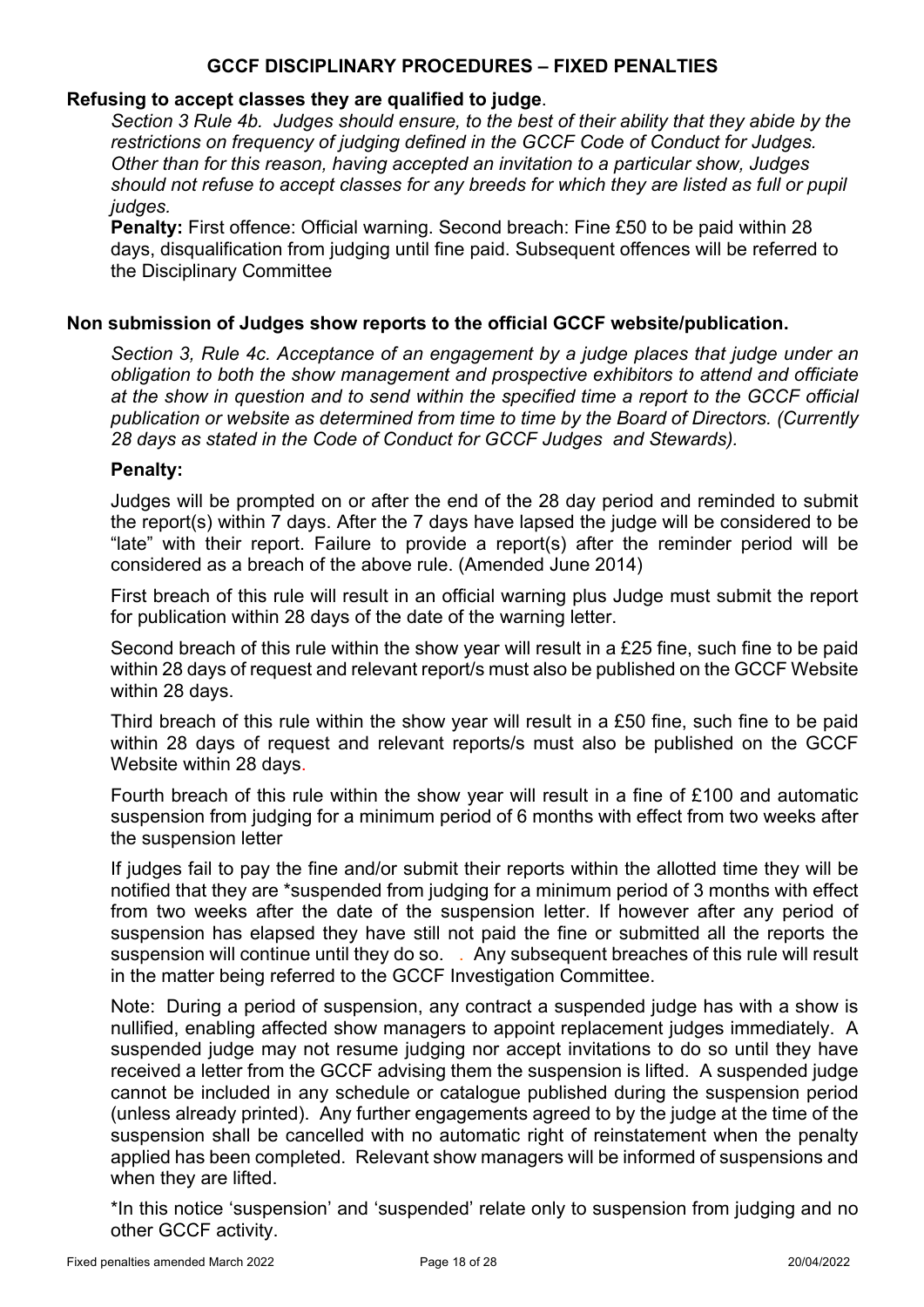## GCCF DISCIPLINARY PROCEDURES – FIXED PENALTIES

### Refusing to accept classes they are qualified to judge.

*Section 3 Rule 4b. Judges should ensure, to the best of their ability that they abide by the restrictions on frequency of judging defined in the GCCF Code of Conduct for Judges. Other than for this reason, having accepted an invitation to a particular show, Judges should not refuse to accept classes for any breeds for which they are listed as full or pupil judges.*

**Penalty:** First offence: Official warning. Second breach: Fine £50 to be paid within 28 days, disqualification from judging until fine paid. Subsequent offences will be referred to the Disciplinary Committee

### Non submission of Judges show reports to the official GCCF website/publication.

*Section 3, Rule 4c. Acceptance of an engagement by a judge places that judge under an obligation to both the show management and prospective exhibitors to attend and officiate at the show in question and to send within the specified time a report to the GCCF official publication or website as determined from time to time by the Board of Directors. (Currently 28 days as stated in the Code of Conduct for GCCF Judges and Stewards).*

**Penalty:**

Judges will be prompted on or after the end of the 28 day period and reminded to submit the report(s) within 7 days. After the 7 days have lapsed the judge will be considered to be "late" with their report. Failure to provide a report(s) after the reminder period will be considered as a breach of the above rule. (Amended June 2014)

First breach of this rule will result in an official warning plus Judge must submit the report for publication within 28 days of the date of the warning letter.

Second breach of this rule within the show year will result in a £25 fine, such fine to be paid within 28 days of request and relevant report/s must also be published on the GCCF Website within 28 days.

Third breach of this rule within the show year will result in a £50 fine, such fine to be paid within 28 days of request and relevant reports/s must also be published on the GCCF Website within 28 days.

Fourth breach of this rule within the show year will result in a fine of £100 and automatic suspension from judging for a minimum period of 6 months with effect from two weeks after the suspension letter

If judges fail to pay the fine and/or submit their reports within the allotted time they will be notified that they are *suspended from judging for a minimum period of 3 months with effect from two weeks after the date of the suspension letter. If however after any period of suspension has elapsed they have still not paid the fine or submitted all the reports the suspension will continue until they do so. . Any subsequent breaches of this rule will result in the matter being referred to the GCCF Investigation Committee.

Note: During a period of suspension, any contract a suspended judge has with a show is nullified, enabling affected show managers to appoint replacement judges immediately. A suspended judge may not resume judging nor accept invitations to do so until they have received a letter from the GCCF advising them the suspension is lifted. A suspended judge cannot be included in any schedule or catalogue published during the suspension period (unless already printed). Any further engagements agreed to by the judge at the time of the suspension shall be cancelled with no automatic right of reinstatement when the penalty applied has been completed. Relevant show managers will be informed of suspensions and when they are lifted.

*In this notice 'suspension' and 'suspended' relate only to suspension from judging and no other GCCF activity.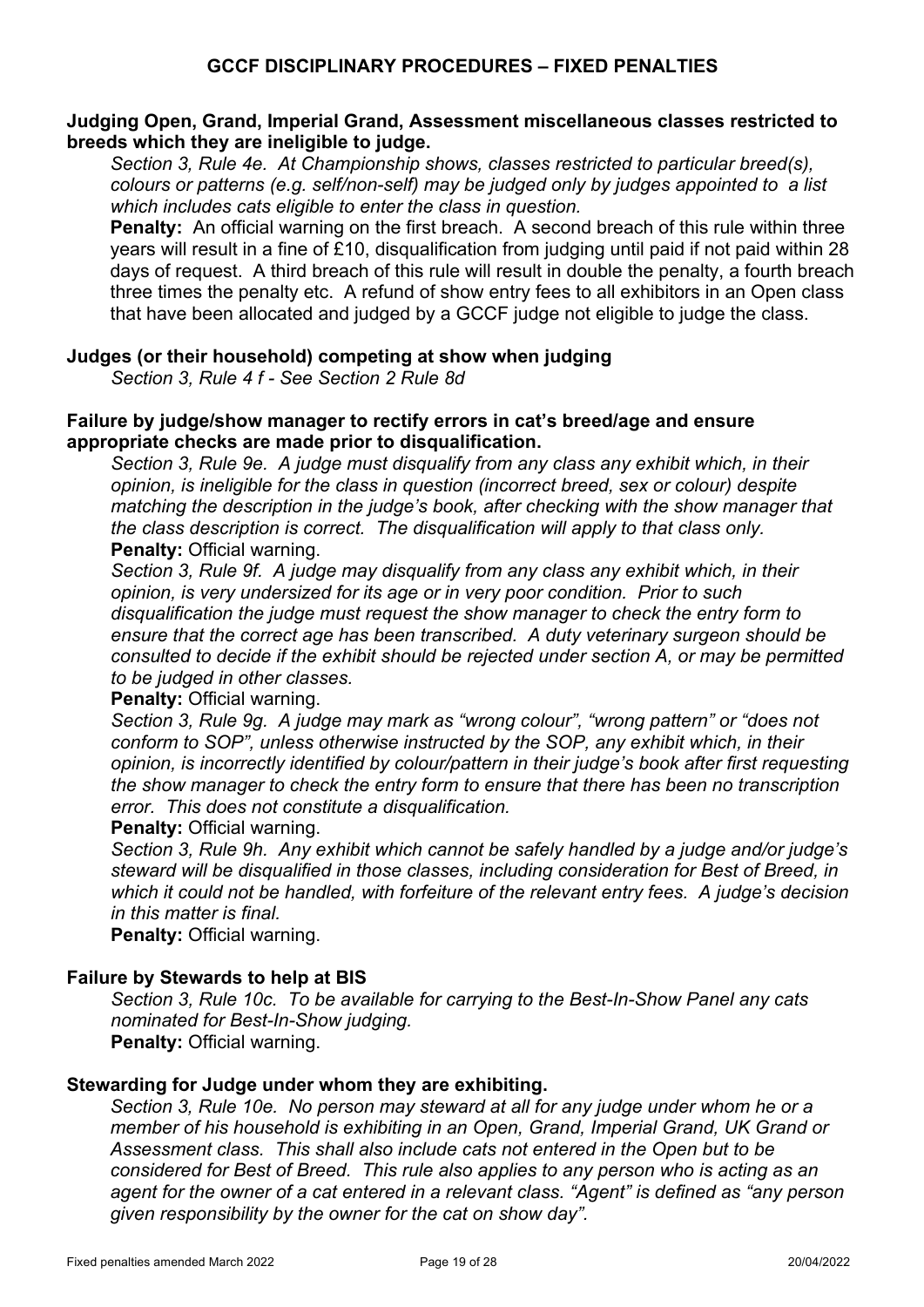## GCCF DISCIPLINARY PROCEDURES – FIXED PENALTIES

### Judging Open, Grand, Imperial Grand, Assessment miscellaneous classes restricted to breeds which they are ineligible to judge.

*Section 3, Rule 4e. At Championship shows, classes restricted to particular breed(s), colours or patterns (e.g. self/non-self) may be judged only by judges appointed to a list which includes cats eligible to enter the class in question.*

**Penalty:** An official warning on the first breach. A second breach of this rule within three years will result in a fine of £10, disqualification from judging until paid if not paid within 28 days of request. A third breach of this rule will result in double the penalty, a fourth breach three times the penalty etc. A refund of show entry fees to all exhibitors in an Open class that have been allocated and judged by a GCCF judge not eligible to judge the class.

### Judges (or their household) competing at show when judging

*Section 3, Rule 4 f - See Section 2 Rule 8d*

### Failure by judge/show manager to rectify errors in cat's breed/age and ensure appropriate checks are made prior to disqualification.

*Section 3, Rule 9e. A judge must disqualify from any class any exhibit which, in their opinion, is ineligible for the class in question (incorrect breed, sex or colour) despite matching the description in the judge's book, after checking with the show manager that the class description is correct. The disqualification will apply to that class only.*

**Penalty:** Official warning.

*Section 3, Rule 9f. A judge may disqualify from any class any exhibit which, in their opinion, is very undersized for its age or in very poor condition. Prior to such disqualification the judge must request the show manager to check the entry form to ensure that the correct age has been transcribed. A duty veterinary surgeon should be consulted to decide if the exhibit should be rejected under section A, or may be permitted to be judged in other classes.*

**Penalty:** Official warning.

*Section 3, Rule 9g. A judge may mark as "wrong colour", "wrong pattern" or "does not conform to SOP", unless otherwise instructed by the SOP, any exhibit which, in their opinion, is incorrectly identified by colour/pattern in their judge's book after first requesting the show manager to check the entry form to ensure that there has been no transcription error. This does not constitute a disqualification.*

**Penalty:** Official warning.

*Section 3, Rule 9h. Any exhibit which cannot be safely handled by a judge and/or judge's steward will be disqualified in those classes, including consideration for Best of Breed, in which it could not be handled, with forfeiture of the relevant entry fees. A judge's decision in this matter is final.*

**Penalty:** Official warning.

### Failure by Stewards to help at BIS

*Section 3, Rule 10c. To be available for carrying to the Best-In-Show Panel any cats nominated for Best-In-Show judging.*

**Penalty:** Official warning.

### Stewarding for Judge under whom they are exhibiting.

*Section 3, Rule 10e. No person may steward at all for any judge under whom he or a member of his household is exhibiting in an Open, Grand, Imperial Grand, UK Grand or Assessment class. This shall also include cats not entered in the Open but to be considered for Best of Breed. This rule also applies to any person who is acting as an agent for the owner of a cat entered in a relevant class. "Agent" is defined as "any person given responsibility by the owner for the cat on show day".*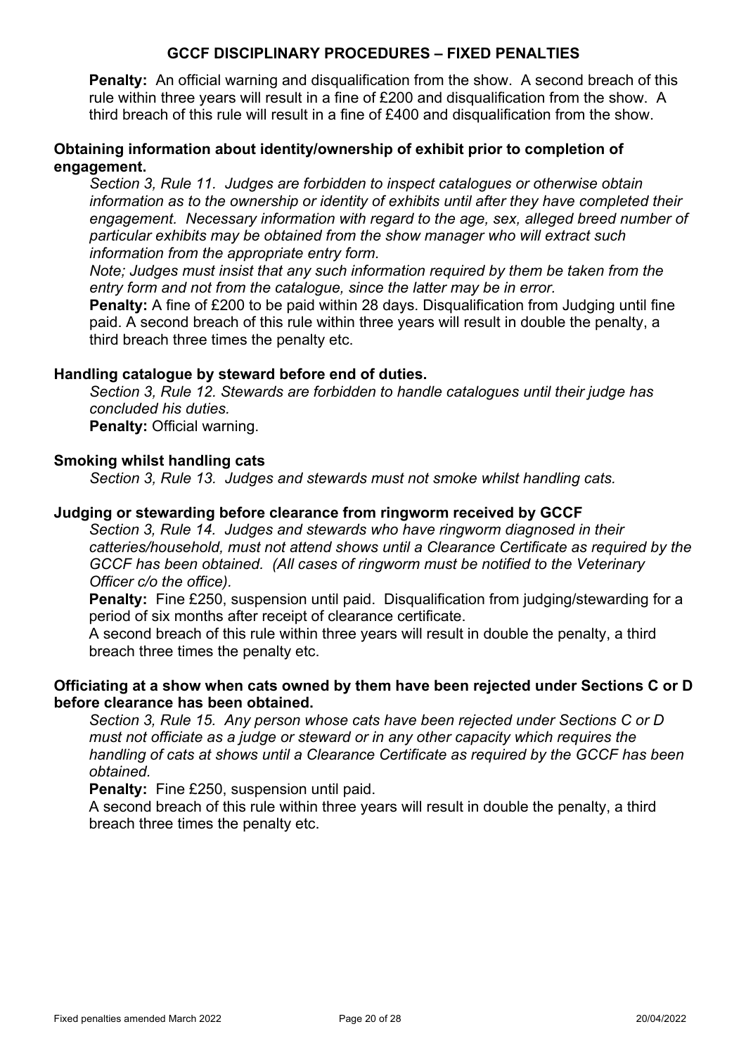**Penalty:** An official warning and disqualification from the show. A second breach of this rule within three years will result in a fine of £200 and disqualification from the show. A third breach of this rule will result in a fine of £400 and disqualification from the show.

### Obtaining information about identity/ownership of exhibit prior to completion of engagement.

*Section 3, Rule 11. Judges are forbidden to inspect catalogues or otherwise obtain information as to the ownership or identity of exhibits until after they have completed their engagement. Necessary information with regard to the age, sex, alleged breed number of particular exhibits may be obtained from the show manager who will extract such information from the appropriate entry form.*

*Note; Judges must insist that any such information required by them be taken from the entry form and not from the catalogue, since the latter may be in error.*

**Penalty:** A fine of £200 to be paid within 28 days. Disqualification from Judging until fine paid. A second breach of this rule within three years will result in double the penalty, a third breach three times the penalty etc.

### Handling catalogue by steward before end of duties.

*Section 3, Rule 12. Stewards are forbidden to handle catalogues until their judge has concluded his duties.*

**Penalty:** Official warning.

### Smoking whilst handling cats

*Section 3, Rule 13. Judges and stewards must not smoke whilst handling cats.*

### Judging or stewarding before clearance from ringworm received by GCCF

*Section 3, Rule 14. Judges and stewards who have ringworm diagnosed in their catteries/household, must not attend shows until a Clearance Certificate as required by the GCCF has been obtained. (All cases of ringworm must be notified to the Veterinary Officer c/o the office).*

**Penalty:** Fine £250, suspension until paid. Disqualification from judging/stewarding for a period of six months after receipt of clearance certificate.

A second breach of this rule within three years will result in double the penalty, a third breach three times the penalty etc.

### Officiating at a show when cats owned by them have been rejected under Sections C or D before clearance has been obtained.

*Section 3, Rule 15. Any person whose cats have been rejected under Sections C or D must not officiate as a judge or steward or in any other capacity which requires the handling of cats at shows until a Clearance Certificate as required by the GCCF has been obtained.*

**Penalty:** Fine £250, suspension until paid.

A second breach of this rule within three years will result in double the penalty, a third breach three times the penalty etc.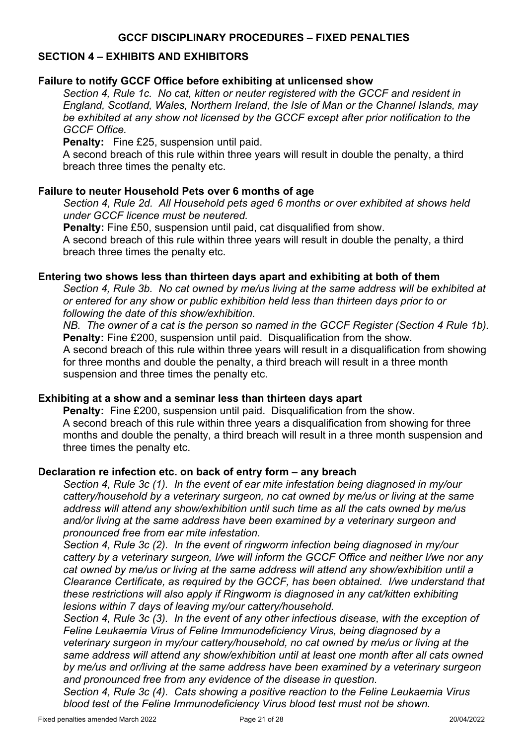## GCCF DISCIPLINARY PROCEDURES – FIXED PENALTIES

### SECTION 4 – EXHIBITS AND EXHIBITORS

#### Failure to notify GCCF Office before exhibiting at unlicensed show

*Section 4, Rule 1c. No cat, kitten or neuter registered with the GCCF and resident in England, Scotland, Wales, Northern Ireland, the Isle of Man or the Channel Islands, may be exhibited at any show not licensed by the GCCF except after prior notification to the GCCF Office.*

**Penalty:** Fine £25, suspension until paid.

A second breach of this rule within three years will result in double the penalty, a third breach three times the penalty etc.

#### Failure to neuter Household Pets over 6 months of age

*Section 4, Rule 2d. All Household pets aged 6 months or over exhibited at shows held under GCCF licence must be neutered.*

**Penalty:** Fine £50, suspension until paid, cat disqualified from show.

A second breach of this rule within three years will result in double the penalty, a third breach three times the penalty etc.

#### Entering two shows less than thirteen days apart and exhibiting at both of them

*Section 4, Rule 3b. No cat owned by me/us living at the same address will be exhibited at or entered for any show or public exhibition held less than thirteen days prior to or following the date of this show/exhibition.*

*NB. The owner of a cat is the person so named in the GCCF Register (Section 4 Rule 1b).*

**Penalty:** Fine £200, suspension until paid. Disqualification from the show.

A second breach of this rule within three years will result in a disqualification from showing for three months and double the penalty, a third breach will result in a three month suspension and three times the penalty etc.

#### Exhibiting at a show and a seminar less than thirteen days apart

**Penalty:** Fine £200, suspension until paid. Disqualification from the show.

A second breach of this rule within three years a disqualification from showing for three months and double the penalty, a third breach will result in a three month suspension and three times the penalty etc.

#### Declaration re infection etc. on back of entry form – any breach

*Section 4, Rule 3c (1). In the event of ear mite infestation being diagnosed in my/our cattery/household by a veterinary surgeon, no cat owned by me/us or living at the same address will attend any show/exhibition until such time as all the cats owned by me/us and/or living at the same address have been examined by a veterinary surgeon and pronounced free from ear mite infestation.*

*Section 4, Rule 3c (2). In the event of ringworm infection being diagnosed in my/our cattery by a veterinary surgeon, I/we will inform the GCCF Office and neither I/we nor any cat owned by me/us or living at the same address will attend any show/exhibition until a Clearance Certificate, as required by the GCCF, has been obtained. I/we understand that these restrictions will also apply if Ringworm is diagnosed in any cat/kitten exhibiting lesions within 7 days of leaving my/our cattery/household.*

*Section 4, Rule 3c (3). In the event of any other infectious disease, with the exception of Feline Leukaemia Virus of Feline Immunodeficiency Virus, being diagnosed by a veterinary surgeon in my/our cattery/household, no cat owned by me/us or living at the same address will attend any show/exhibition until at least one month after all cats owned by me/us and or/living at the same address have been examined by a veterinary surgeon and pronounced free from any evidence of the disease in question.*

*Section 4, Rule 3c (4). Cats showing a positive reaction to the Feline Leukaemia Virus blood test of the Feline Immunodeficiency Virus blood test must not be shown.*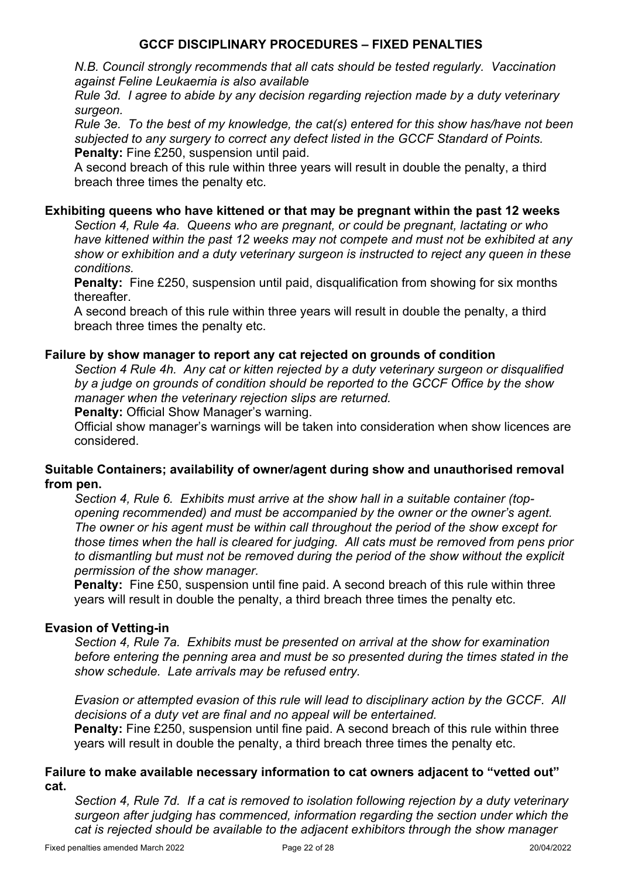## GCCF DISCIPLINARY PROCEDURES – FIXED PENALTIES

*N.B. Council strongly recommends that all cats should be tested regularly. Vaccination against Feline Leukaemia is also available*

*Rule 3d. I agree to abide by any decision regarding rejection made by a duty veterinary surgeon.*

*Rule 3e. To the best of my knowledge, the cat(s) entered for this show has/have not been subjected to any surgery to correct any defect listed in the GCCF Standard of Points.*

**Penalty:** Fine £250, suspension until paid.

A second breach of this rule within three years will result in double the penalty, a third breach three times the penalty etc.

### Exhibiting queens who have kittened or that may be pregnant within the past 12 weeks

*Section 4, Rule 4a. Queens who are pregnant, or could be pregnant, lactating or who have kittened within the past 12 weeks may not compete and must not be exhibited at any show or exhibition and a duty veterinary surgeon is instructed to reject any queen in these conditions.*

**Penalty:** Fine £250, suspension until paid, disqualification from showing for six months thereafter.

A second breach of this rule within three years will result in double the penalty, a third breach three times the penalty etc.

### Failure by show manager to report any cat rejected on grounds of condition

*Section 4 Rule 4h. Any cat or kitten rejected by a duty veterinary surgeon or disqualified by a judge on grounds of condition should be reported to the GCCF Office by the show manager when the veterinary rejection slips are returned.*

**Penalty:** Official Show Manager's warning.

Official show manager's warnings will be taken into consideration when show licences are considered.

### Suitable Containers; availability of owner/agent during show and unauthorised removal from pen.

*Section 4, Rule 6. Exhibits must arrive at the show hall in a suitable container (top-opening recommended) and must be accompanied by the owner or the owner's agent. The owner or his agent must be within call throughout the period of the show except for those times when the hall is cleared for judging. All cats must be removed from pens prior to dismantling but must not be removed during the period of the show without the explicit permission of the show manager.*

**Penalty:** Fine £50, suspension until fine paid. A second breach of this rule within three years will result in double the penalty, a third breach three times the penalty etc.

### Evasion of Vetting-in

*Section 4, Rule 7a. Exhibits must be presented on arrival at the show for examination before entering the penning area and must be so presented during the times stated in the show schedule. Late arrivals may be refused entry.*

*Evasion or attempted evasion of this rule will lead to disciplinary action by the GCCF. All decisions of a duty vet are final and no appeal will be entertained.*

**Penalty:** Fine £250, suspension until fine paid. A second breach of this rule within three years will result in double the penalty, a third breach three times the penalty etc.

### Failure to make available necessary information to cat owners adjacent to "vetted out" cat.

*Section 4, Rule 7d. If a cat is removed to isolation following rejection by a duty veterinary surgeon after judging has commenced, information regarding the section under which the cat is rejected should be available to the adjacent exhibitors through the show manager*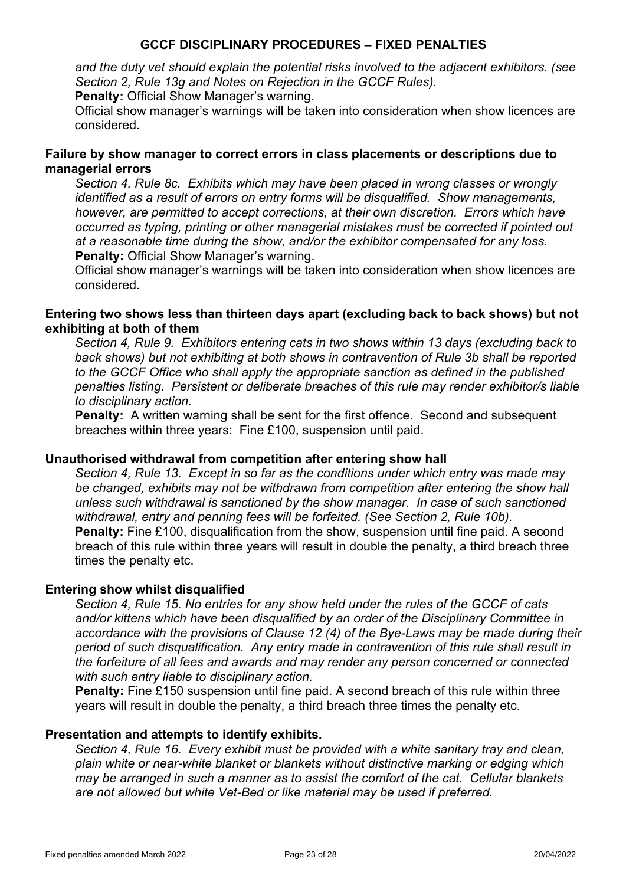*and the duty vet should explain the potential risks involved to the adjacent exhibitors. (see Section 2, Rule 13g and Notes on Rejection in the GCCF Rules).*

**Penalty:** Official Show Manager's warning.

Official show manager's warnings will be taken into consideration when show licences are considered.

### Failure by show manager to correct errors in class placements or descriptions due to managerial errors

*Section 4, Rule 8c. Exhibits which may have been placed in wrong classes or wrongly identified as a result of errors on entry forms will be disqualified. Show managements, however, are permitted to accept corrections, at their own discretion. Errors which have occurred as typing, printing or other managerial mistakes must be corrected if pointed out at a reasonable time during the show, and/or the exhibitor compensated for any loss.*

**Penalty:** Official Show Manager's warning.

Official show manager's warnings will be taken into consideration when show licences are considered.

### Entering two shows less than thirteen days apart (excluding back to back shows) but not exhibiting at both of them

*Section 4, Rule 9. Exhibitors entering cats in two shows within 13 days (excluding back to back shows) but not exhibiting at both shows in contravention of Rule 3b shall be reported to the GCCF Office who shall apply the appropriate sanction as defined in the published penalties listing. Persistent or deliberate breaches of this rule may render exhibitor/s liable to disciplinary action.*

**Penalty:** A written warning shall be sent for the first offence. Second and subsequent breaches within three years: Fine £100, suspension until paid.

### Unauthorised withdrawal from competition after entering show hall

*Section 4, Rule 13. Except in so far as the conditions under which entry was made may be changed, exhibits may not be withdrawn from competition after entering the show hall unless such withdrawal is sanctioned by the show manager. In case of such sanctioned withdrawal, entry and penning fees will be forfeited. (See Section 2, Rule 10b).*

**Penalty:** Fine £100, disqualification from the show, suspension until fine paid. A second breach of this rule within three years will result in double the penalty, a third breach three times the penalty etc.

### Entering show whilst disqualified

*Section 4, Rule 15. No entries for any show held under the rules of the GCCF of cats and/or kittens which have been disqualified by an order of the Disciplinary Committee in accordance with the provisions of Clause 12 (4) of the Bye-Laws may be made during their period of such disqualification. Any entry made in contravention of this rule shall result in the forfeiture of all fees and awards and may render any person concerned or connected with such entry liable to disciplinary action.*

**Penalty:** Fine £150 suspension until fine paid. A second breach of this rule within three years will result in double the penalty, a third breach three times the penalty etc.

### Presentation and attempts to identify exhibits.

*Section 4, Rule 16. Every exhibit must be provided with a white sanitary tray and clean, plain white or near-white blanket or blankets without distinctive marking or edging which may be arranged in such a manner as to assist the comfort of the cat. Cellular blankets are not allowed but white Vet-Bed or like material may be used if preferred.*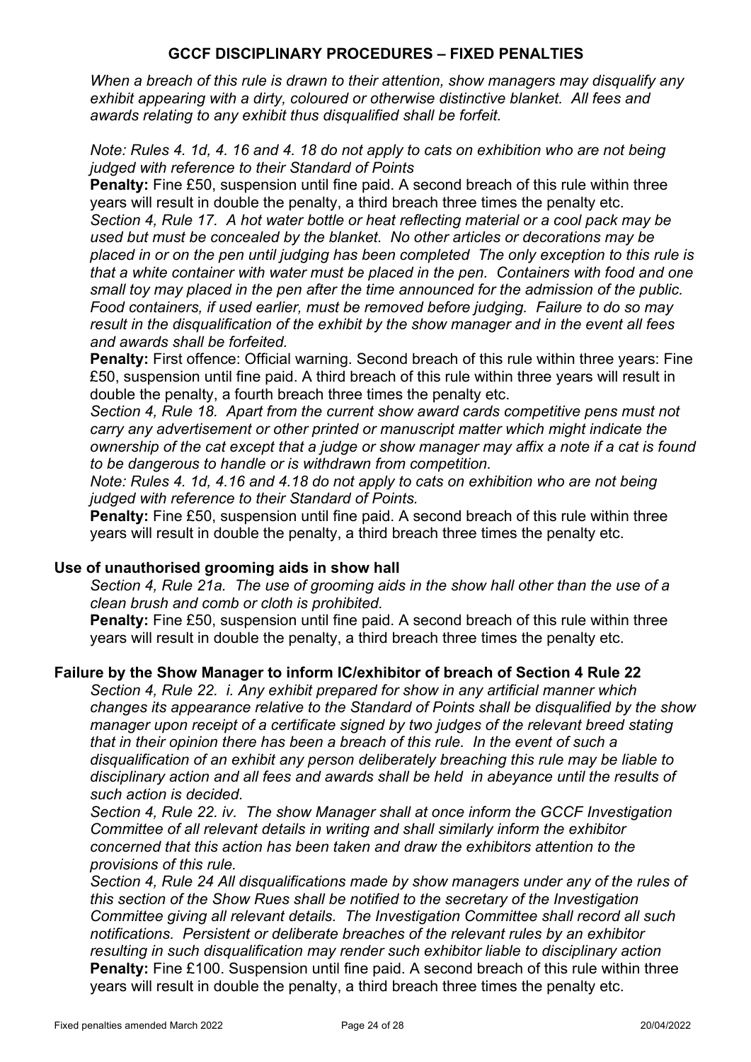## GCCF DISCIPLINARY PROCEDURES – FIXED PENALTIES

*When a breach of this rule is drawn to their attention, show managers may disqualify any exhibit appearing with a dirty, coloured or otherwise distinctive blanket. All fees and awards relating to any exhibit thus disqualified shall be forfeit.*

*Note: Rules 4. 1d, 4. 16 and 4. 18 do not apply to cats on exhibition who are not being judged with reference to their Standard of Points*

**Penalty:** Fine £50, suspension until fine paid. A second breach of this rule within three years will result in double the penalty, a third breach three times the penalty etc.

*Section 4, Rule 17. A hot water bottle or heat reflecting material or a cool pack may be used but must be concealed by the blanket. No other articles or decorations may be placed in or on the pen until judging has been completed The only exception to this rule is that a white container with water must be placed in the pen. Containers with food and one small toy may placed in the pen after the time announced for the admission of the public. Food containers, if used earlier, must be removed before judging. Failure to do so may result in the disqualification of the exhibit by the show manager and in the event all fees and awards shall be forfeited.*

**Penalty:** First offence: Official warning. Second breach of this rule within three years: Fine £50, suspension until fine paid. A third breach of this rule within three years will result in double the penalty, a fourth breach three times the penalty etc.

*Section 4, Rule 18. Apart from the current show award cards competitive pens must not carry any advertisement or other printed or manuscript matter which might indicate the ownership of the cat except that a judge or show manager may affix a note if a cat is found to be dangerous to handle or is withdrawn from competition.*

*Note: Rules 4. 1d, 4.16 and 4.18 do not apply to cats on exhibition who are not being judged with reference to their Standard of Points.*

**Penalty:** Fine £50, suspension until fine paid. A second breach of this rule within three years will result in double the penalty, a third breach three times the penalty etc.

### Use of unauthorised grooming aids in show hall

*Section 4, Rule 21a. The use of grooming aids in the show hall other than the use of a clean brush and comb or cloth is prohibited.*

**Penalty:** Fine £50, suspension until fine paid. A second breach of this rule within three years will result in double the penalty, a third breach three times the penalty etc.

### Failure by the Show Manager to inform IC/exhibitor of breach of Section 4 Rule 22

*Section 4, Rule 22. i. Any exhibit prepared for show in any artificial manner which changes its appearance relative to the Standard of Points shall be disqualified by the show manager upon receipt of a certificate signed by two judges of the relevant breed stating that in their opinion there has been a breach of this rule. In the event of such a disqualification of an exhibit any person deliberately breaching this rule may be liable to disciplinary action and all fees and awards shall be held in abeyance until the results of such action is decided.*

*Section 4, Rule 22. iv. The show Manager shall at once inform the GCCF Investigation Committee of all relevant details in writing and shall similarly inform the exhibitor concerned that this action has been taken and draw the exhibitors attention to the provisions of this rule.*

*Section 4, Rule 24 All disqualifications made by show managers under any of the rules of this section of the Show Rues shall be notified to the secretary of the Investigation Committee giving all relevant details. The Investigation Committee shall record all such notifications. Persistent or deliberate breaches of the relevant rules by an exhibitor resulting in such disqualification may render such exhibitor liable to disciplinary action*

**Penalty:** Fine £100. Suspension until fine paid. A second breach of this rule within three years will result in double the penalty, a third breach three times the penalty etc.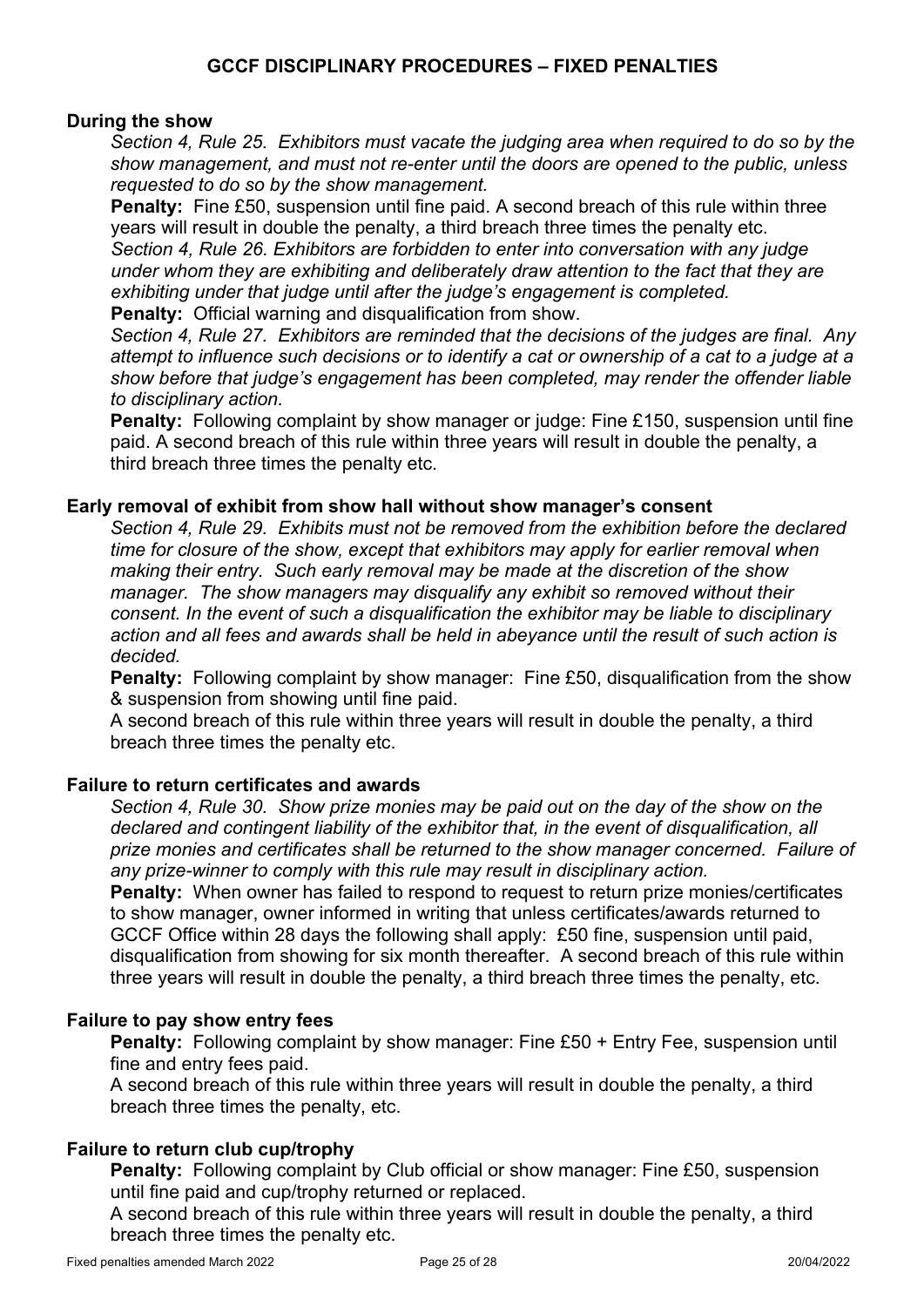## GCCF DISCIPLINARY PROCEDURES – FIXED PENALTIES

### During the show

*Section 4, Rule 25. Exhibitors must vacate the judging area when required to do so by the show management, and must not re-enter until the doors are opened to the public, unless requested to do so by the show management.*

**Penalty:** Fine £50, suspension until fine paid. A second breach of this rule within three years will result in double the penalty, a third breach three times the penalty etc.

*Section 4, Rule 26. Exhibitors are forbidden to enter into conversation with any judge under whom they are exhibiting and deliberately draw attention to the fact that they are exhibiting under that judge until after the judge's engagement is completed.*

**Penalty:** Official warning and disqualification from show.

*Section 4, Rule 27. Exhibitors are reminded that the decisions of the judges are final. Any attempt to influence such decisions or to identify a cat or ownership of a cat to a judge at a show before that judge's engagement has been completed, may render the offender liable to disciplinary action.*

**Penalty:** Following complaint by show manager or judge: Fine £150, suspension until fine paid. A second breach of this rule within three years will result in double the penalty, a third breach three times the penalty etc.

### Early removal of exhibit from show hall without show manager's consent

*Section 4, Rule 29. Exhibits must not be removed from the exhibition before the declared time for closure of the show, except that exhibitors may apply for earlier removal when making their entry. Such early removal may be made at the discretion of the show manager. The show managers may disqualify any exhibit so removed without their consent. In the event of such a disqualification the exhibitor may be liable to disciplinary action and all fees and awards shall be held in abeyance until the result of such action is decided.*

**Penalty:** Following complaint by show manager: Fine £50, disqualification from the show & suspension from showing until fine paid.

A second breach of this rule within three years will result in double the penalty, a third breach three times the penalty etc.

### Failure to return certificates and awards

*Section 4, Rule 30. Show prize monies may be paid out on the day of the show on the declared and contingent liability of the exhibitor that, in the event of disqualification, all prize monies and certificates shall be returned to the show manager concerned. Failure of any prize-winner to comply with this rule may result in disciplinary action.*

**Penalty:** When owner has failed to respond to request to return prize monies/certificates to show manager, owner informed in writing that unless certificates/awards returned to GCCF Office within 28 days the following shall apply: £50 fine, suspension until paid, disqualification from showing for six month thereafter. A second breach of this rule within three years will result in double the penalty, a third breach three times the penalty, etc.

### Failure to pay show entry fees

**Penalty:** Following complaint by show manager: Fine £50 + Entry Fee, suspension until fine and entry fees paid.

A second breach of this rule within three years will result in double the penalty, a third breach three times the penalty, etc.

### Failure to return club cup/trophy

**Penalty:** Following complaint by Club official or show manager: Fine £50, suspension until fine paid and cup/trophy returned or replaced.

A second breach of this rule within three years will result in double the penalty, a third breach three times the penalty etc.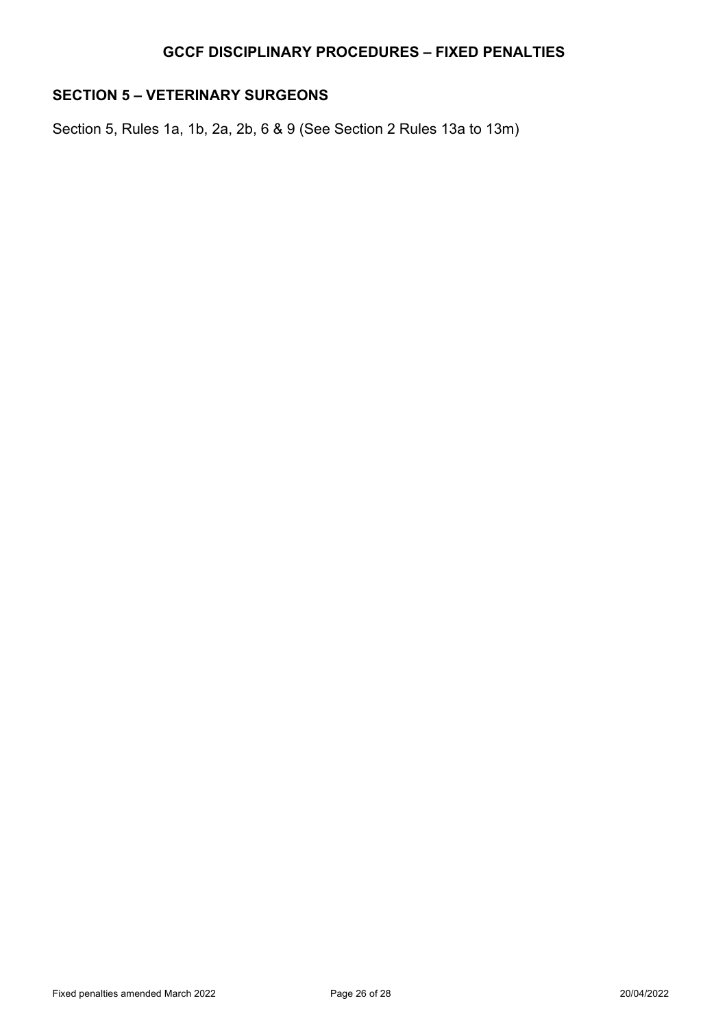## SECTION 5 – VETERINARY SURGEONS

Section 5, Rules 1a, 1b, 2a, 2b, 6 & 9 (See Section 2 Rules 13a to 13m)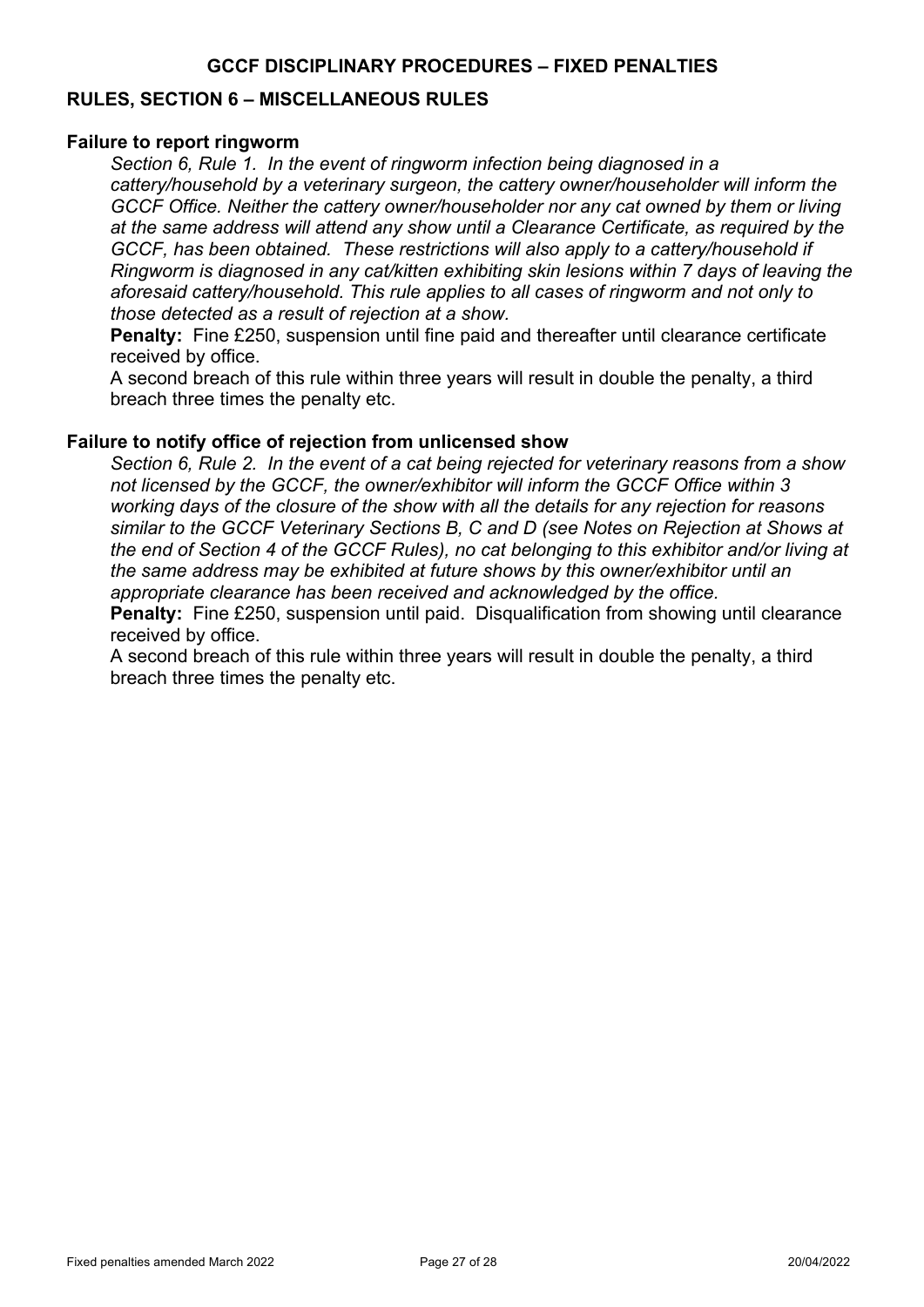## GCCF DISCIPLINARY PROCEDURES – FIXED PENALTIES

## RULES, SECTION 6 – MISCELLANEOUS RULES

### Failure to report ringworm

*Section 6, Rule 1. In the event of ringworm infection being diagnosed in a cattery/household by a veterinary surgeon, the cattery owner/householder will inform the GCCF Office. Neither the cattery owner/householder nor any cat owned by them or living at the same address will attend any show until a Clearance Certificate, as required by the GCCF, has been obtained. These restrictions will also apply to a cattery/household if Ringworm is diagnosed in any cat/kitten exhibiting skin lesions within 7 days of leaving the aforesaid cattery/household. This rule applies to all cases of ringworm and not only to those detected as a result of rejection at a show.*

**Penalty:** Fine £250, suspension until fine paid and thereafter until clearance certificate received by office.

A second breach of this rule within three years will result in double the penalty, a third breach three times the penalty etc.

### Failure to notify office of rejection from unlicensed show

*Section 6, Rule 2. In the event of a cat being rejected for veterinary reasons from a show not licensed by the GCCF, the owner/exhibitor will inform the GCCF Office within 3 working days of the closure of the show with all the details for any rejection for reasons similar to the GCCF Veterinary Sections B, C and D (see Notes on Rejection at Shows at the end of Section 4 of the GCCF Rules), no cat belonging to this exhibitor and/or living at the same address may be exhibited at future shows by this owner/exhibitor until an appropriate clearance has been received and acknowledged by the office.*

**Penalty:** Fine £250, suspension until paid. Disqualification from showing until clearance received by office.

A second breach of this rule within three years will result in double the penalty, a third breach three times the penalty etc.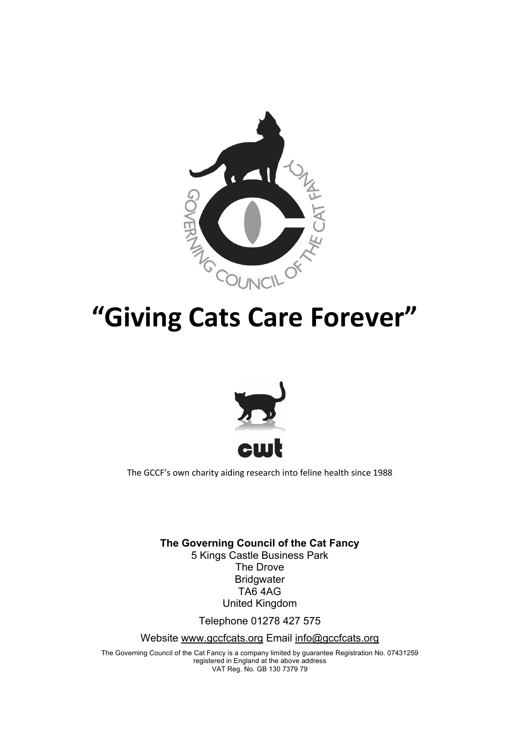# "Giving Cats Care Forever"

The GCCF's own charity aiding research into feline health since 1988

**The Governing Council of the Cat Fancy**
5 Kings Castle Business Park
The Drove
Bridgwater
TA6 4AG
United Kingdom

Telephone 01278 427 575

Website www.gccfcats.org Email info@gccfcats.org

The Governing Council of the Cat Fancy is a company limited by guarantee Registration No. 07431259 registered in England at the above address
VAT Reg. No. GB 130 7379 79